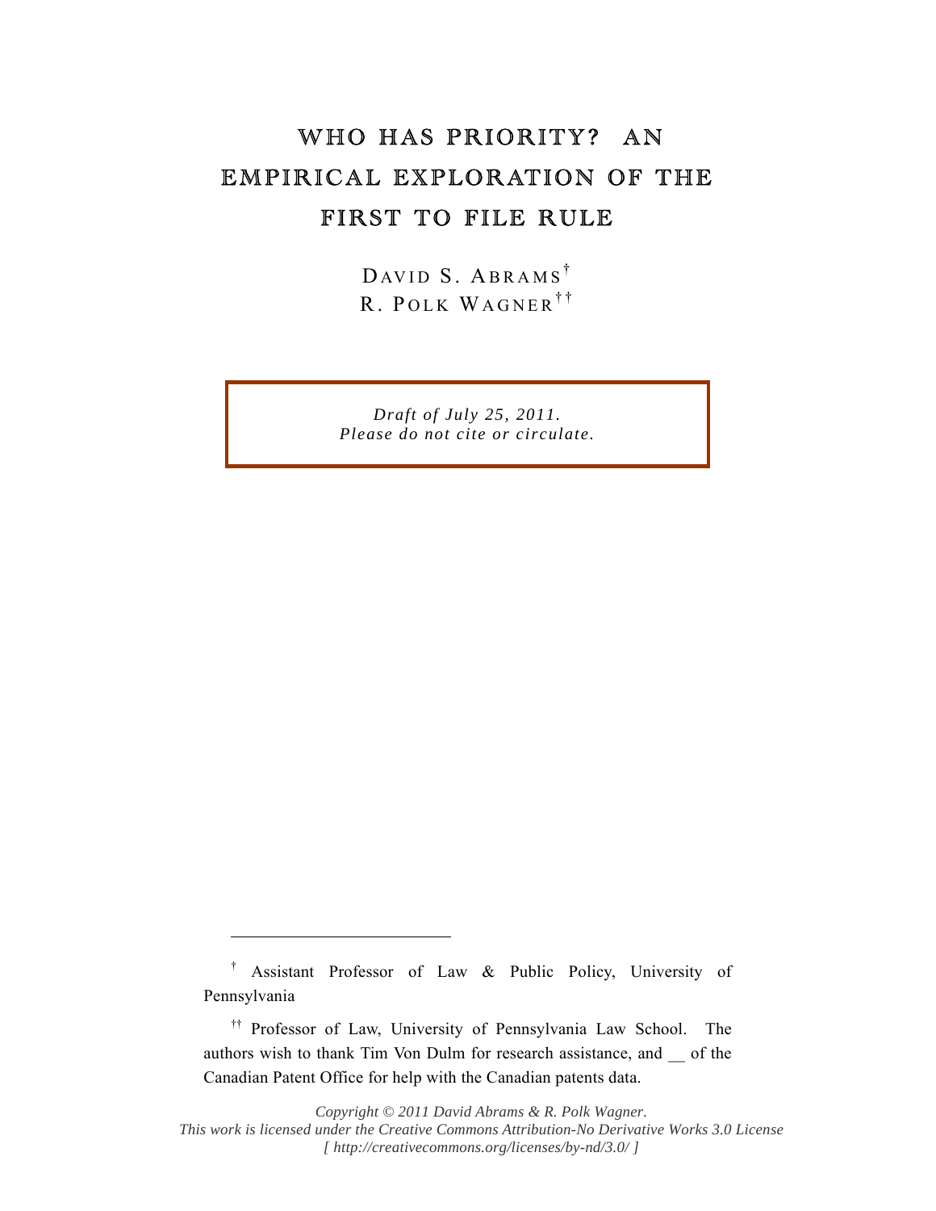# WHO HAS PRIORITY? AN EMPIRICAL EXPLORATION OF THE FIRST TO FILE RULE

DAVID S. ABRAMS[†]
R. POLK WAGNER[††]

*Draft of July 25, 2011.*
*Please do not cite or circulate.*

---

[†] Assistant Professor of Law & Public Policy, University of Pennsylvania

[††] Professor of Law, University of Pennsylvania Law School. The authors wish to thank Tim Von Dulm for research assistance, and __ of the Canadian Patent Office for help with the Canadian patents data.

*Copyright © 2011 David Abrams & R. Polk Wagner.*
*This work is licensed under the Creative Commons Attribution-No Derivative Works 3.0 License*
*[ http://creativecommons.org/licenses/by-nd/3.0/ ]*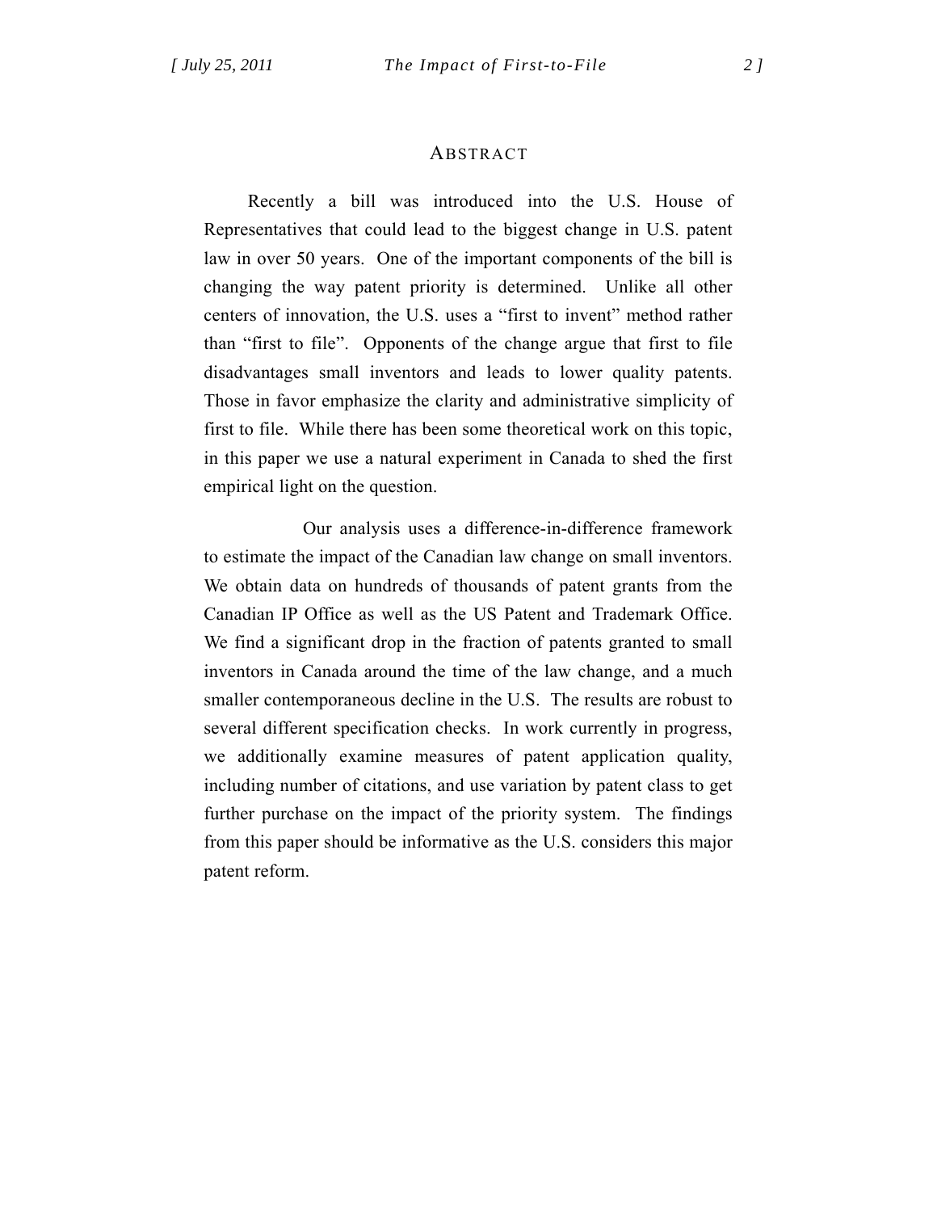## ABSTRACT

Recently a bill was introduced into the U.S. House of Representatives that could lead to the biggest change in U.S. patent law in over 50 years. One of the important components of the bill is changing the way patent priority is determined. Unlike all other centers of innovation, the U.S. uses a "first to invent" method rather than "first to file". Opponents of the change argue that first to file disadvantages small inventors and leads to lower quality patents. Those in favor emphasize the clarity and administrative simplicity of first to file. While there has been some theoretical work on this topic, in this paper we use a natural experiment in Canada to shed the first empirical light on the question.

Our analysis uses a difference-in-difference framework to estimate the impact of the Canadian law change on small inventors. We obtain data on hundreds of thousands of patent grants from the Canadian IP Office as well as the US Patent and Trademark Office. We find a significant drop in the fraction of patents granted to small inventors in Canada around the time of the law change, and a much smaller contemporaneous decline in the U.S. The results are robust to several different specification checks. In work currently in progress, we additionally examine measures of patent application quality, including number of citations, and use variation by patent class to get further purchase on the impact of the priority system. The findings from this paper should be informative as the U.S. considers this major patent reform.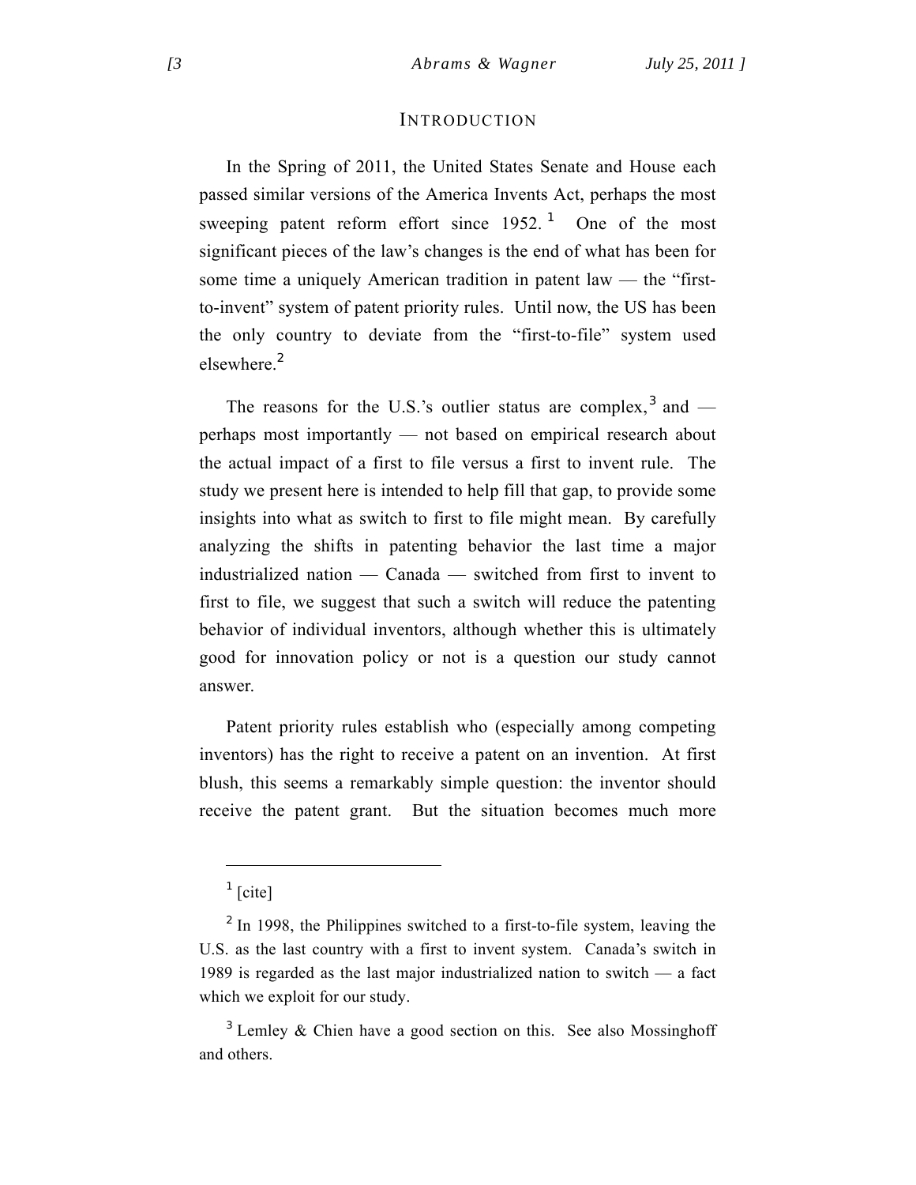## INTRODUCTION

In the Spring of 2011, the United States Senate and House each passed similar versions of the America Invents Act, perhaps the most sweeping patent reform effort since 1952.[1] One of the most significant pieces of the law's changes is the end of what has been for some time a uniquely American tradition in patent law — the "first-to-invent" system of patent priority rules. Until now, the US has been the only country to deviate from the "first-to-file" system used elsewhere.[2]

The reasons for the U.S.'s outlier status are complex,[3] and — perhaps most importantly — not based on empirical research about the actual impact of a first to file versus a first to invent rule. The study we present here is intended to help fill that gap, to provide some insights into what as switch to first to file might mean. By carefully analyzing the shifts in patenting behavior the last time a major industrialized nation — Canada — switched from first to invent to first to file, we suggest that such a switch will reduce the patenting behavior of individual inventors, although whether this is ultimately good for innovation policy or not is a question our study cannot answer.

Patent priority rules establish who (especially among competing inventors) has the right to receive a patent on an invention. At first blush, this seems a remarkably simple question: the inventor should receive the patent grant. But the situation becomes much more

---

[1] [cite]

[2] In 1998, the Philippines switched to a first-to-file system, leaving the U.S. as the last country with a first to invent system. Canada's switch in 1989 is regarded as the last major industrialized nation to switch — a fact which we exploit for our study.

[3] Lemley & Chien have a good section on this. See also Mossinghoff and others.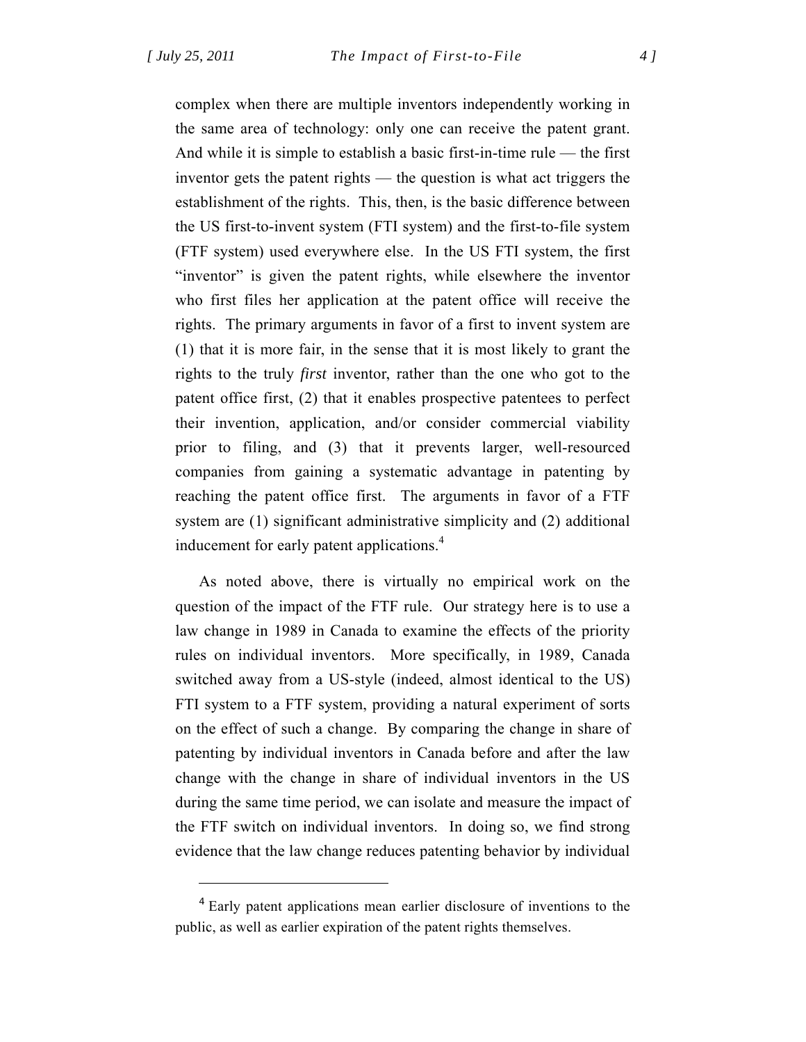complex when there are multiple inventors independently working in the same area of technology: only one can receive the patent grant. And while it is simple to establish a basic first-in-time rule — the first inventor gets the patent rights — the question is what act triggers the establishment of the rights. This, then, is the basic difference between the US first-to-invent system (FTI system) and the first-to-file system (FTF system) used everywhere else. In the US FTI system, the first "inventor" is given the patent rights, while elsewhere the inventor who first files her application at the patent office will receive the rights. The primary arguments in favor of a first to invent system are (1) that it is more fair, in the sense that it is most likely to grant the rights to the truly *first* inventor, rather than the one who got to the patent office first, (2) that it enables prospective patentees to perfect their invention, application, and/or consider commercial viability prior to filing, and (3) that it prevents larger, well-resourced companies from gaining a systematic advantage in patenting by reaching the patent office first. The arguments in favor of a FTF system are (1) significant administrative simplicity and (2) additional inducement for early patent applications.[4]

As noted above, there is virtually no empirical work on the question of the impact of the FTF rule. Our strategy here is to use a law change in 1989 in Canada to examine the effects of the priority rules on individual inventors. More specifically, in 1989, Canada switched away from a US-style (indeed, almost identical to the US) FTI system to a FTF system, providing a natural experiment of sorts on the effect of such a change. By comparing the change in share of patenting by individual inventors in Canada before and after the law change with the change in share of individual inventors in the US during the same time period, we can isolate and measure the impact of the FTF switch on individual inventors. In doing so, we find strong evidence that the law change reduces patenting behavior by individual

[4] Early patent applications mean earlier disclosure of inventions to the public, as well as earlier expiration of the patent rights themselves.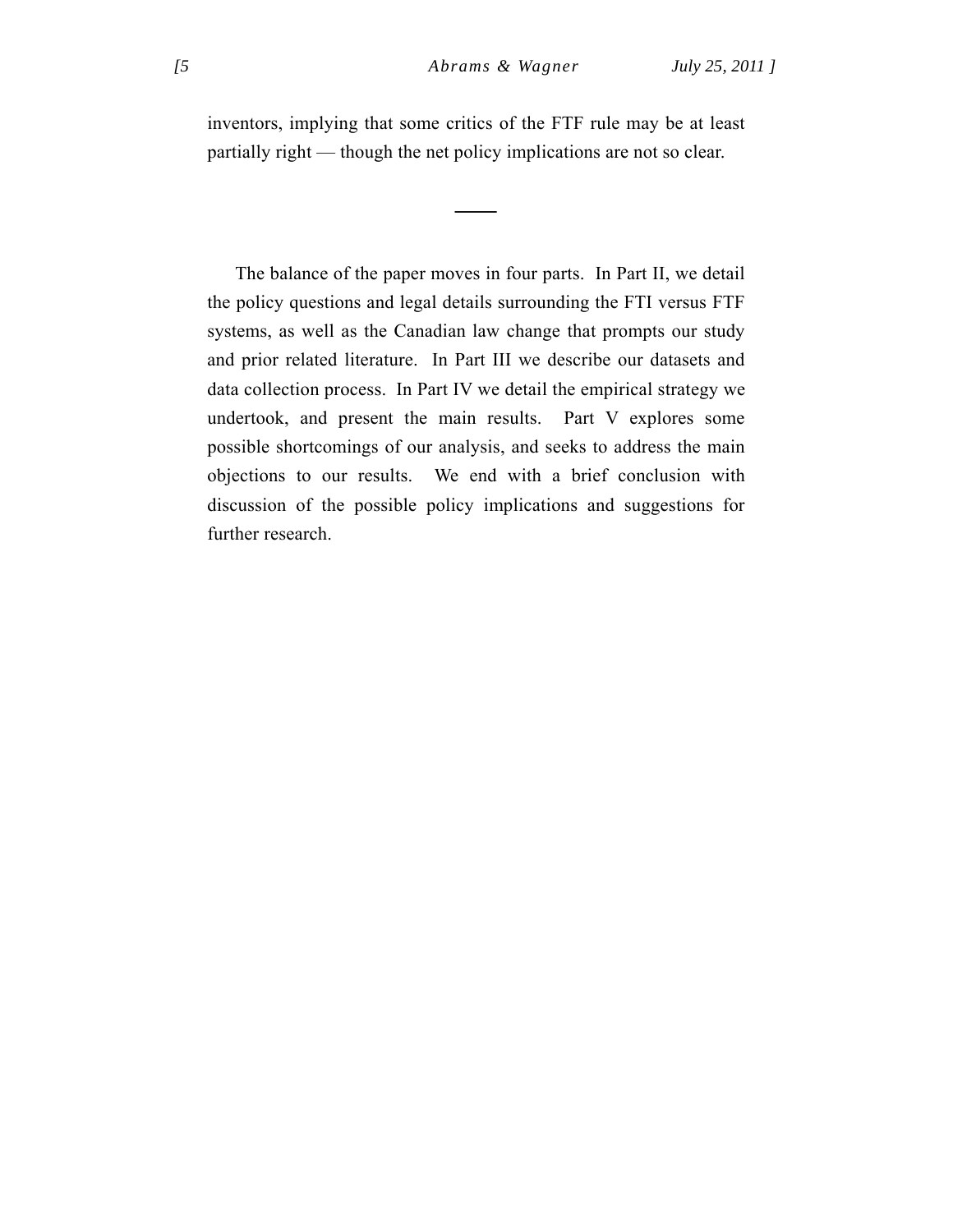inventors, implying that some critics of the FTF rule may be at least partially right — though the net policy implications are not so clear.

---

The balance of the paper moves in four parts. In Part II, we detail the policy questions and legal details surrounding the FTI versus FTF systems, as well as the Canadian law change that prompts our study and prior related literature. In Part III we describe our datasets and data collection process. In Part IV we detail the empirical strategy we undertook, and present the main results. Part V explores some possible shortcomings of our analysis, and seeks to address the main objections to our results. We end with a brief conclusion with discussion of the possible policy implications and suggestions for further research.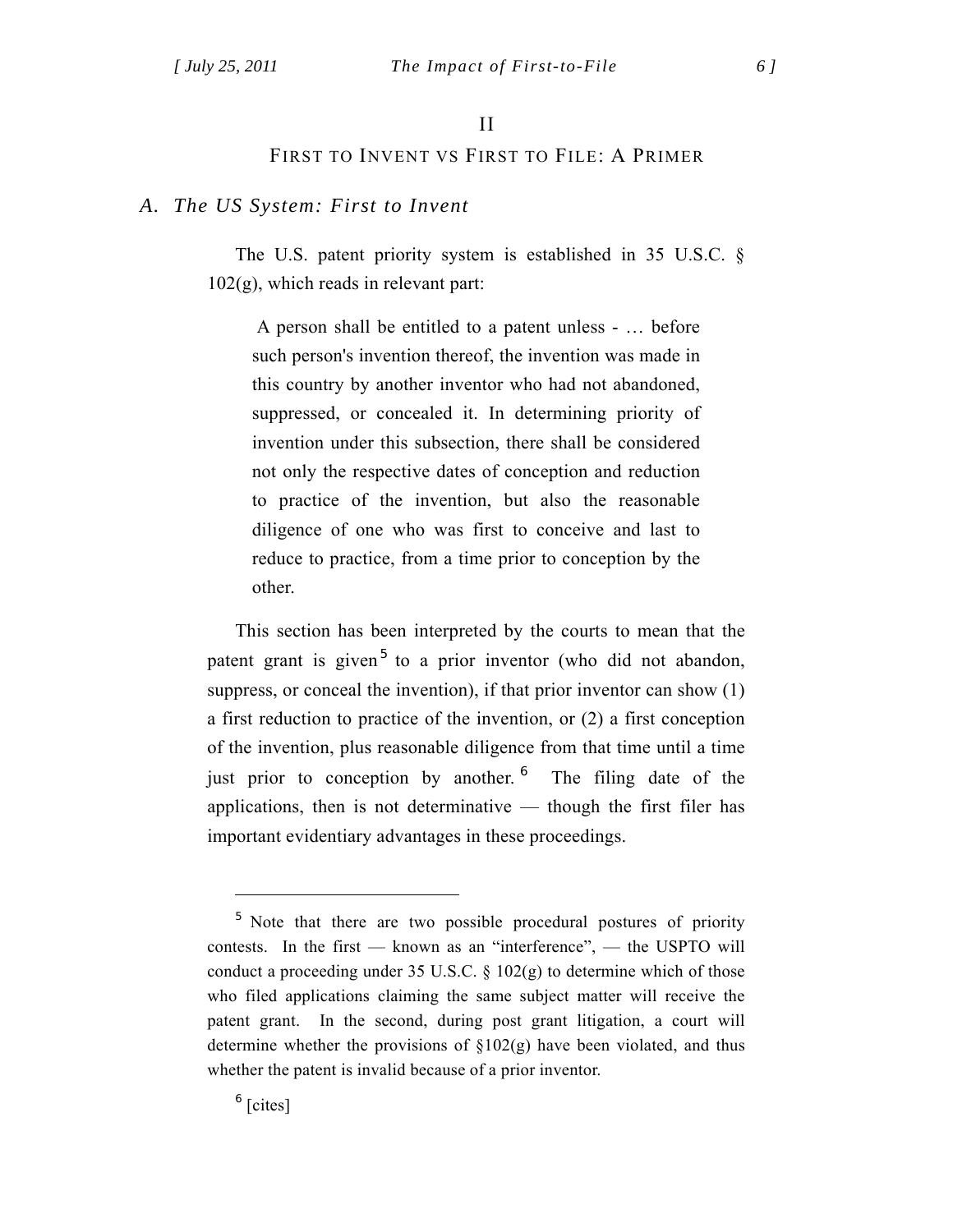# II

## FIRST TO INVENT VS FIRST TO FILE: A PRIMER

### A. *The US System: First to Invent*

The U.S. patent priority system is established in 35 U.S.C. § 102(g), which reads in relevant part:

> A person shall be entitled to a patent unless - … before such person's invention thereof, the invention was made in this country by another inventor who had not abandoned, suppressed, or concealed it. In determining priority of invention under this subsection, there shall be considered not only the respective dates of conception and reduction to practice of the invention, but also the reasonable diligence of one who was first to conceive and last to reduce to practice, from a time prior to conception by the other.

This section has been interpreted by the courts to mean that the patent grant is given[5] to a prior inventor (who did not abandon, suppress, or conceal the invention), if that prior inventor can show (1) a first reduction to practice of the invention, or (2) a first conception of the invention, plus reasonable diligence from that time until a time just prior to conception by another.[6] The filing date of the applications, then is not determinative — though the first filer has important evidentiary advantages in these proceedings.

---

[5] Note that there are two possible procedural postures of priority contests. In the first — known as an "interference", — the USPTO will conduct a proceeding under 35 U.S.C. § 102(g) to determine which of those who filed applications claiming the same subject matter will receive the patent grant. In the second, during post grant litigation, a court will determine whether the provisions of §102(g) have been violated, and thus whether the patent is invalid because of a prior inventor.

[6] [cites]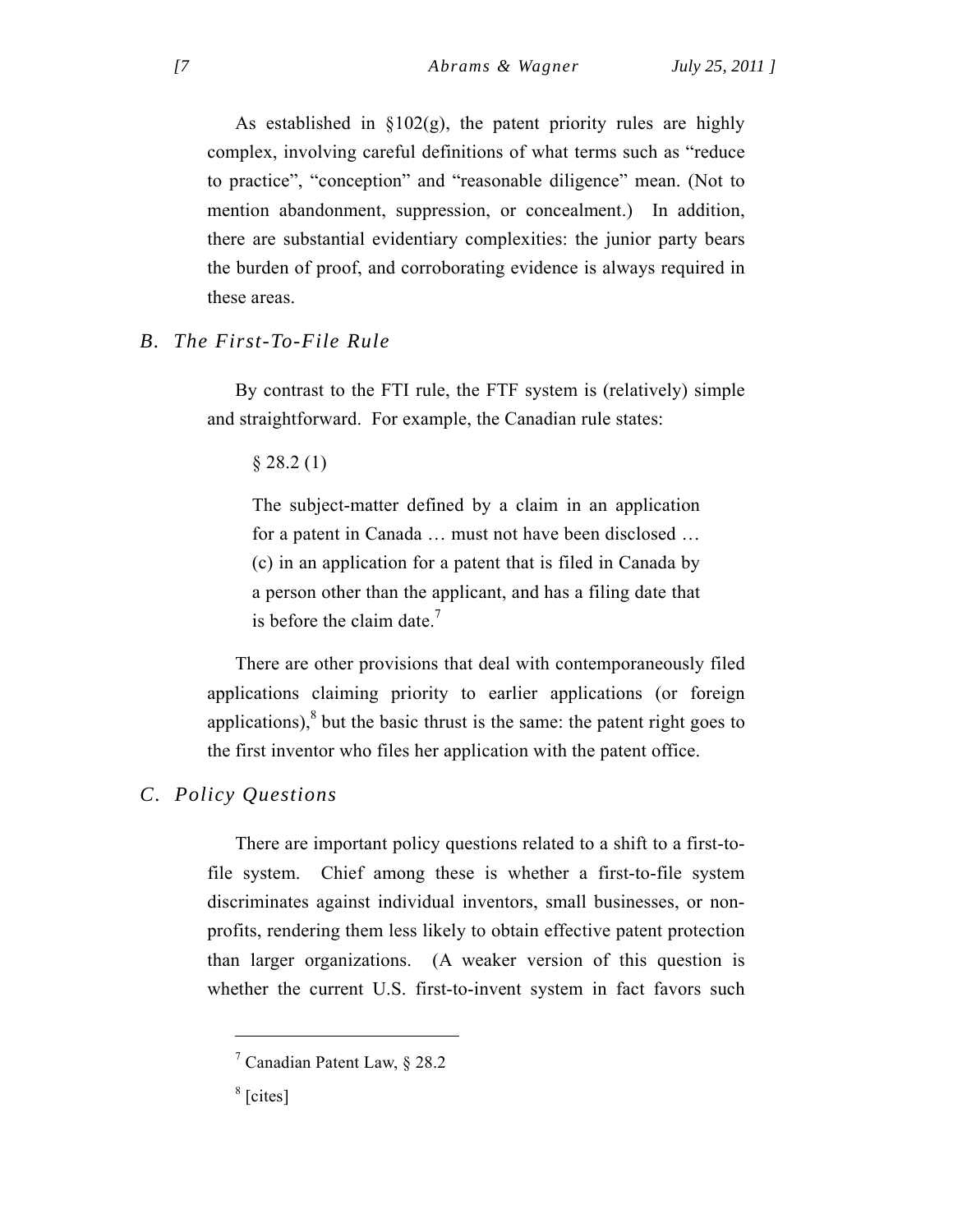As established in §102(g), the patent priority rules are highly complex, involving careful definitions of what terms such as “reduce to practice”, “conception” and “reasonable diligence” mean. (Not to mention abandonment, suppression, or concealment.) In addition, there are substantial evidentiary complexities: the junior party bears the burden of proof, and corroborating evidence is always required in these areas.

### *B. The First-To-File Rule*

By contrast to the FTI rule, the FTF system is (relatively) simple and straightforward. For example, the Canadian rule states:

> § 28.2 (1)
>
> The subject-matter defined by a claim in an application for a patent in Canada … must not have been disclosed … (c) in an application for a patent that is filed in Canada by a person other than the applicant, and has a filing date that is before the claim date.[7]

There are other provisions that deal with contemporaneously filed applications claiming priority to earlier applications (or foreign applications),[8] but the basic thrust is the same: the patent right goes to the first inventor who files her application with the patent office.

### *C. Policy Questions*

There are important policy questions related to a shift to a first-to-file system. Chief among these is whether a first-to-file system discriminates against individual inventors, small businesses, or non-profits, rendering them less likely to obtain effective patent protection than larger organizations. (A weaker version of this question is whether the current U.S. first-to-invent system in fact favors such

---

[7] Canadian Patent Law, § 28.2

[8] [cites]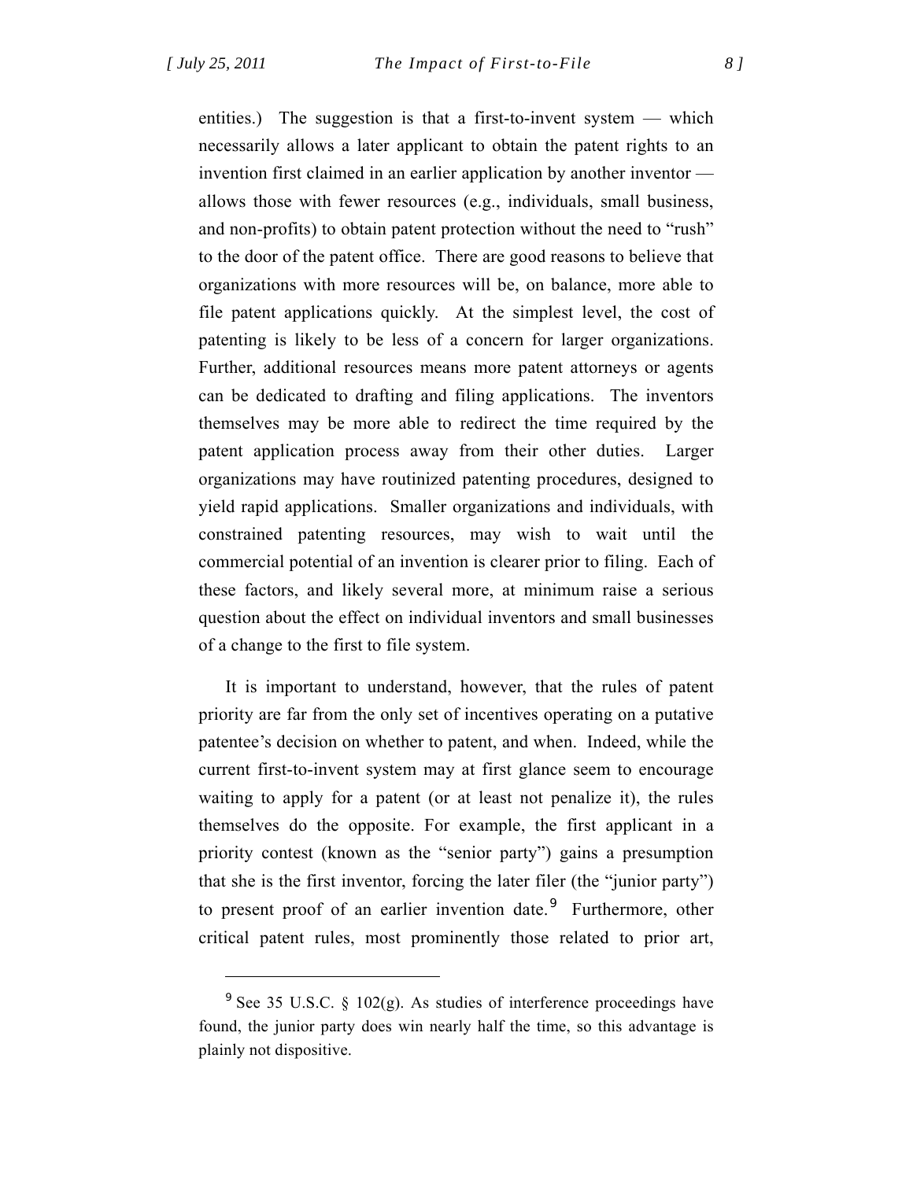entities.) The suggestion is that a first-to-invent system — which necessarily allows a later applicant to obtain the patent rights to an invention first claimed in an earlier application by another inventor — allows those with fewer resources (e.g., individuals, small business, and non-profits) to obtain patent protection without the need to "rush" to the door of the patent office. There are good reasons to believe that organizations with more resources will be, on balance, more able to file patent applications quickly. At the simplest level, the cost of patenting is likely to be less of a concern for larger organizations. Further, additional resources means more patent attorneys or agents can be dedicated to drafting and filing applications. The inventors themselves may be more able to redirect the time required by the patent application process away from their other duties. Larger organizations may have routinized patenting procedures, designed to yield rapid applications. Smaller organizations and individuals, with constrained patenting resources, may wish to wait until the commercial potential of an invention is clearer prior to filing. Each of these factors, and likely several more, at minimum raise a serious question about the effect on individual inventors and small businesses of a change to the first to file system.

It is important to understand, however, that the rules of patent priority are far from the only set of incentives operating on a putative patentee's decision on whether to patent, and when. Indeed, while the current first-to-invent system may at first glance seem to encourage waiting to apply for a patent (or at least not penalize it), the rules themselves do the opposite. For example, the first applicant in a priority contest (known as the "senior party") gains a presumption that she is the first inventor, forcing the later filer (the "junior party") to present proof of an earlier invention date.[9] Furthermore, other critical patent rules, most prominently those related to prior art,

[9] See 35 U.S.C. § 102(g). As studies of interference proceedings have found, the junior party does win nearly half the time, so this advantage is plainly not dispositive.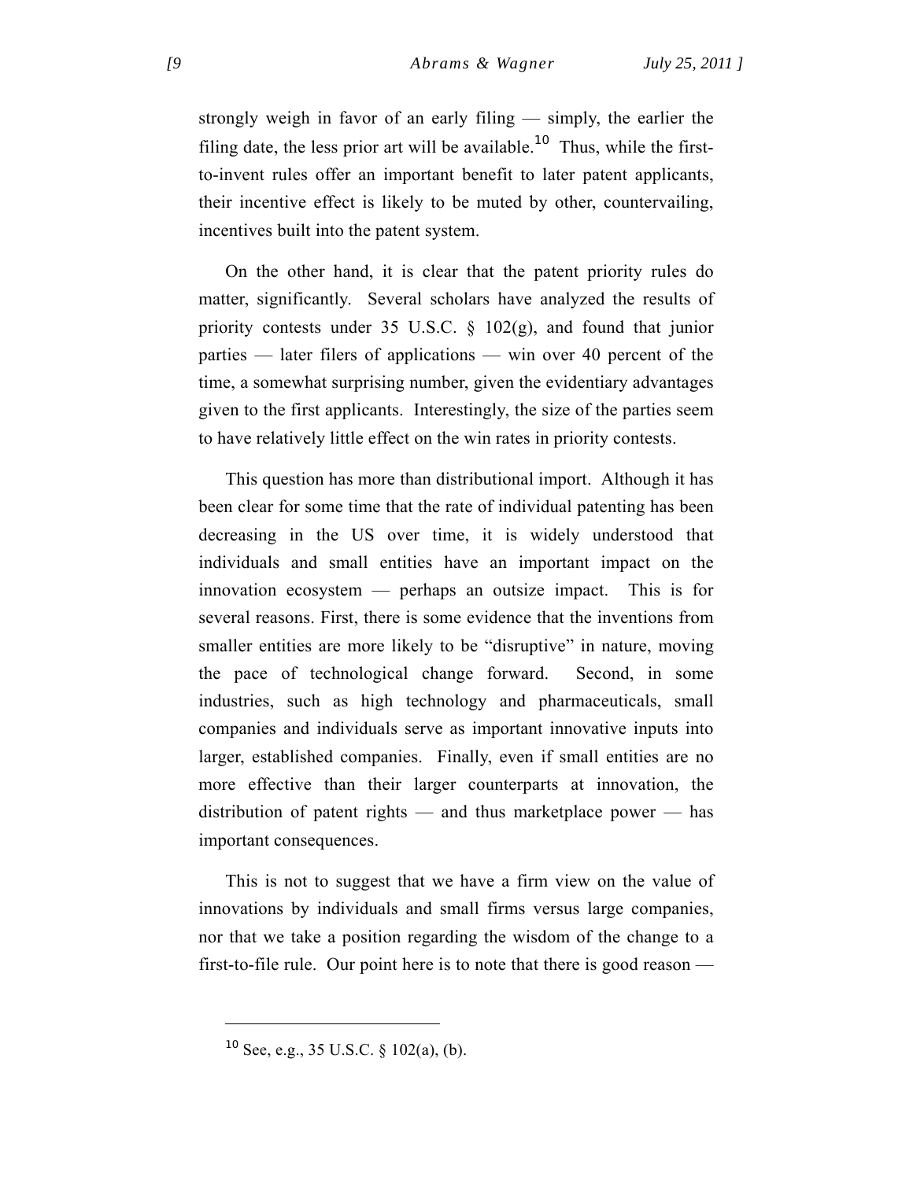strongly weigh in favor of an early filing — simply, the earlier the filing date, the less prior art will be available.[10] Thus, while the first-to-invent rules offer an important benefit to later patent applicants, their incentive effect is likely to be muted by other, countervailing, incentives built into the patent system.

On the other hand, it is clear that the patent priority rules do matter, significantly. Several scholars have analyzed the results of priority contests under 35 U.S.C. § 102(g), and found that junior parties — later filers of applications — win over 40 percent of the time, a somewhat surprising number, given the evidentiary advantages given to the first applicants. Interestingly, the size of the parties seem to have relatively little effect on the win rates in priority contests.

This question has more than distributional import. Although it has been clear for some time that the rate of individual patenting has been decreasing in the US over time, it is widely understood that individuals and small entities have an important impact on the innovation ecosystem — perhaps an outsize impact. This is for several reasons. First, there is some evidence that the inventions from smaller entities are more likely to be "disruptive" in nature, moving the pace of technological change forward. Second, in some industries, such as high technology and pharmaceuticals, small companies and individuals serve as important innovative inputs into larger, established companies. Finally, even if small entities are no more effective than their larger counterparts at innovation, the distribution of patent rights — and thus marketplace power — has important consequences.

This is not to suggest that we have a firm view on the value of innovations by individuals and small firms versus large companies, nor that we take a position regarding the wisdom of the change to a first-to-file rule. Our point here is to note that there is good reason —

[10] See, e.g., 35 U.S.C. § 102(a), (b).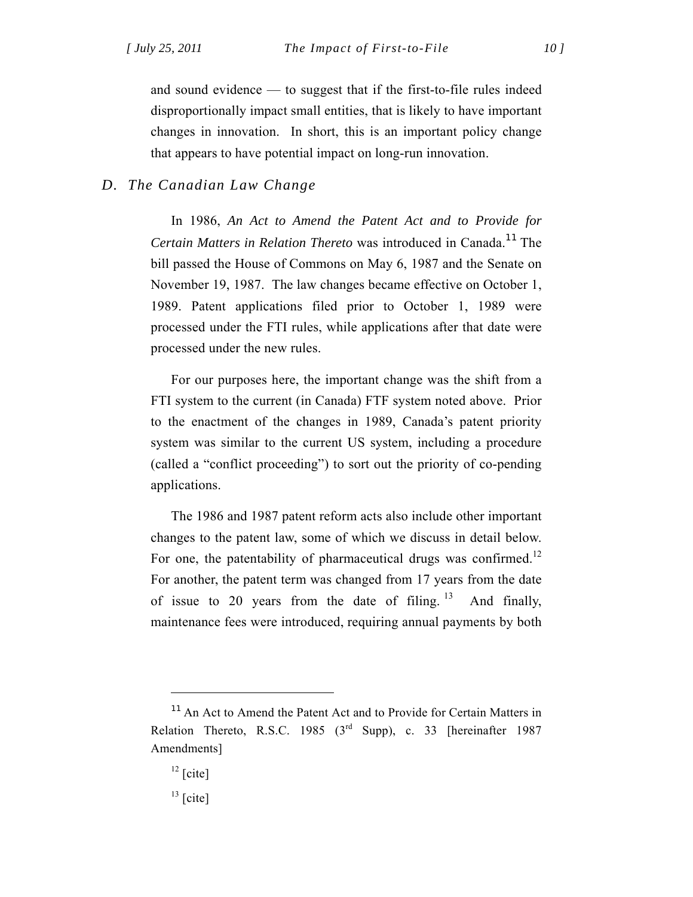and sound evidence — to suggest that if the first-to-file rules indeed disproportionally impact small entities, that is likely to have important changes in innovation. In short, this is an important policy change that appears to have potential impact on long-run innovation.

### D. The Canadian Law Change

In 1986, *An Act to Amend the Patent Act and to Provide for Certain Matters in Relation Thereto* was introduced in Canada.[11] The bill passed the House of Commons on May 6, 1987 and the Senate on November 19, 1987. The law changes became effective on October 1, 1989. Patent applications filed prior to October 1, 1989 were processed under the FTI rules, while applications after that date were processed under the new rules.

For our purposes here, the important change was the shift from a FTI system to the current (in Canada) FTF system noted above. Prior to the enactment of the changes in 1989, Canada's patent priority system was similar to the current US system, including a procedure (called a "conflict proceeding") to sort out the priority of co-pending applications.

The 1986 and 1987 patent reform acts also include other important changes to the patent law, some of which we discuss in detail below. For one, the patentability of pharmaceutical drugs was confirmed.[12] For another, the patent term was changed from 17 years from the date of issue to 20 years from the date of filing.[13] And finally, maintenance fees were introduced, requiring annual payments by both

---

[11] An Act to Amend the Patent Act and to Provide for Certain Matters in Relation Thereto, R.S.C. 1985 (3rd Supp), c. 33 [hereinafter 1987 Amendments]

[12] [cite]

[13] [cite]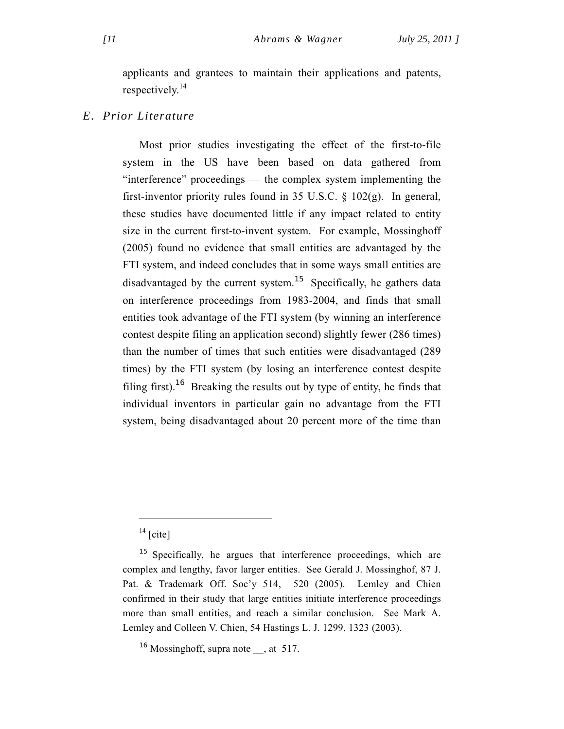applicants and grantees to maintain their applications and patents, respectively.[14]

## E. Prior Literature

Most prior studies investigating the effect of the first-to-file system in the US have been based on data gathered from "interference" proceedings — the complex system implementing the first-inventor priority rules found in 35 U.S.C. § 102(g). In general, these studies have documented little if any impact related to entity size in the current first-to-invent system. For example, Mossinghoff (2005) found no evidence that small entities are advantaged by the FTI system, and indeed concludes that in some ways small entities are disadvantaged by the current system.[15] Specifically, he gathers data on interference proceedings from 1983-2004, and finds that small entities took advantage of the FTI system (by winning an interference contest despite filing an application second) slightly fewer (286 times) than the number of times that such entities were disadvantaged (289 times) by the FTI system (by losing an interference contest despite filing first).[16] Breaking the results out by type of entity, he finds that individual inventors in particular gain no advantage from the FTI system, being disadvantaged about 20 percent more of the time than

---

[14] [cite]

[15] Specifically, he argues that interference proceedings, which are complex and lengthy, favor larger entities. See Gerald J. Mossinghof, 87 J. Pat. & Trademark Off. Soc'y 514, 520 (2005). Lemley and Chien confirmed in their study that large entities initiate interference proceedings more than small entities, and reach a similar conclusion. See Mark A. Lemley and Colleen V. Chien, 54 Hastings L. J. 1299, 1323 (2003).

[16] Mossinghoff, supra note __, at 517.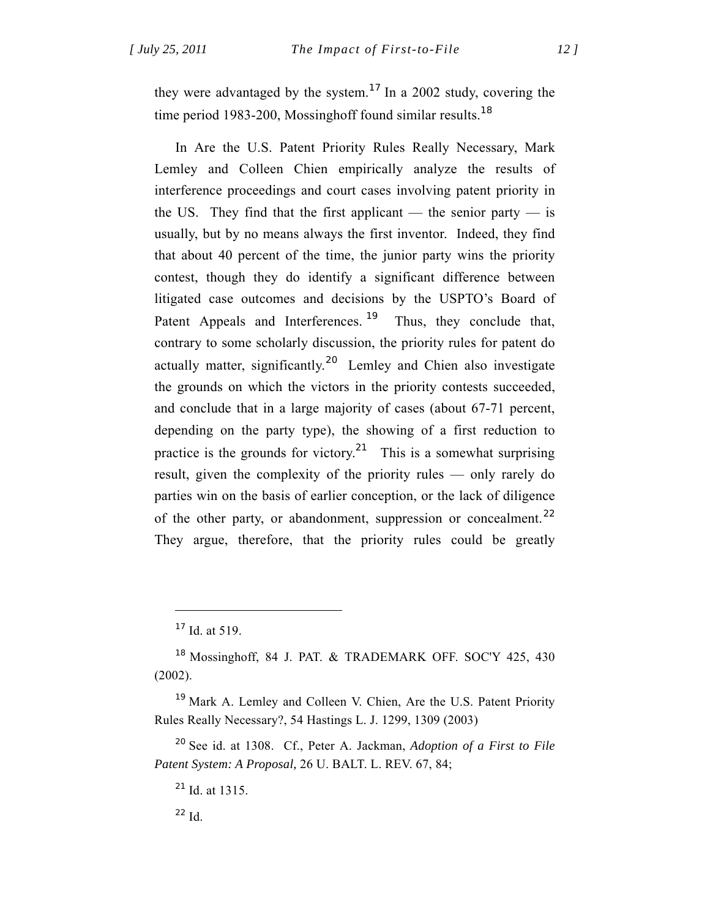they were advantaged by the system.[17] In a 2002 study, covering the time period 1983-200, Mossinghoff found similar results.[18]

In Are the U.S. Patent Priority Rules Really Necessary, Mark Lemley and Colleen Chien empirically analyze the results of interference proceedings and court cases involving patent priority in the US. They find that the first applicant — the senior party — is usually, but by no means always the first inventor. Indeed, they find that about 40 percent of the time, the junior party wins the priority contest, though they do identify a significant difference between litigated case outcomes and decisions by the USPTO's Board of Patent Appeals and Interferences.[19] Thus, they conclude that, contrary to some scholarly discussion, the priority rules for patent do actually matter, significantly.[20] Lemley and Chien also investigate the grounds on which the victors in the priority contests succeeded, and conclude that in a large majority of cases (about 67-71 percent, depending on the party type), the showing of a first reduction to practice is the grounds for victory.[21] This is a somewhat surprising result, given the complexity of the priority rules — only rarely do parties win on the basis of earlier conception, or the lack of diligence of the other party, or abandonment, suppression or concealment.[22] They argue, therefore, that the priority rules could be greatly

---

[17] Id. at 519.

[18] Mossinghoff, 84 J. PAT. & TRADEMARK OFF. SOC'Y 425, 430 (2002).

[19] Mark A. Lemley and Colleen V. Chien, Are the U.S. Patent Priority Rules Really Necessary?, 54 Hastings L. J. 1299, 1309 (2003)

[20] See id. at 1308. Cf., Peter A. Jackman, *Adoption of a First to File Patent System: A Proposal,* 26 U. BALT. L. REV. 67, 84;

[21] Id. at 1315.

[22] Id.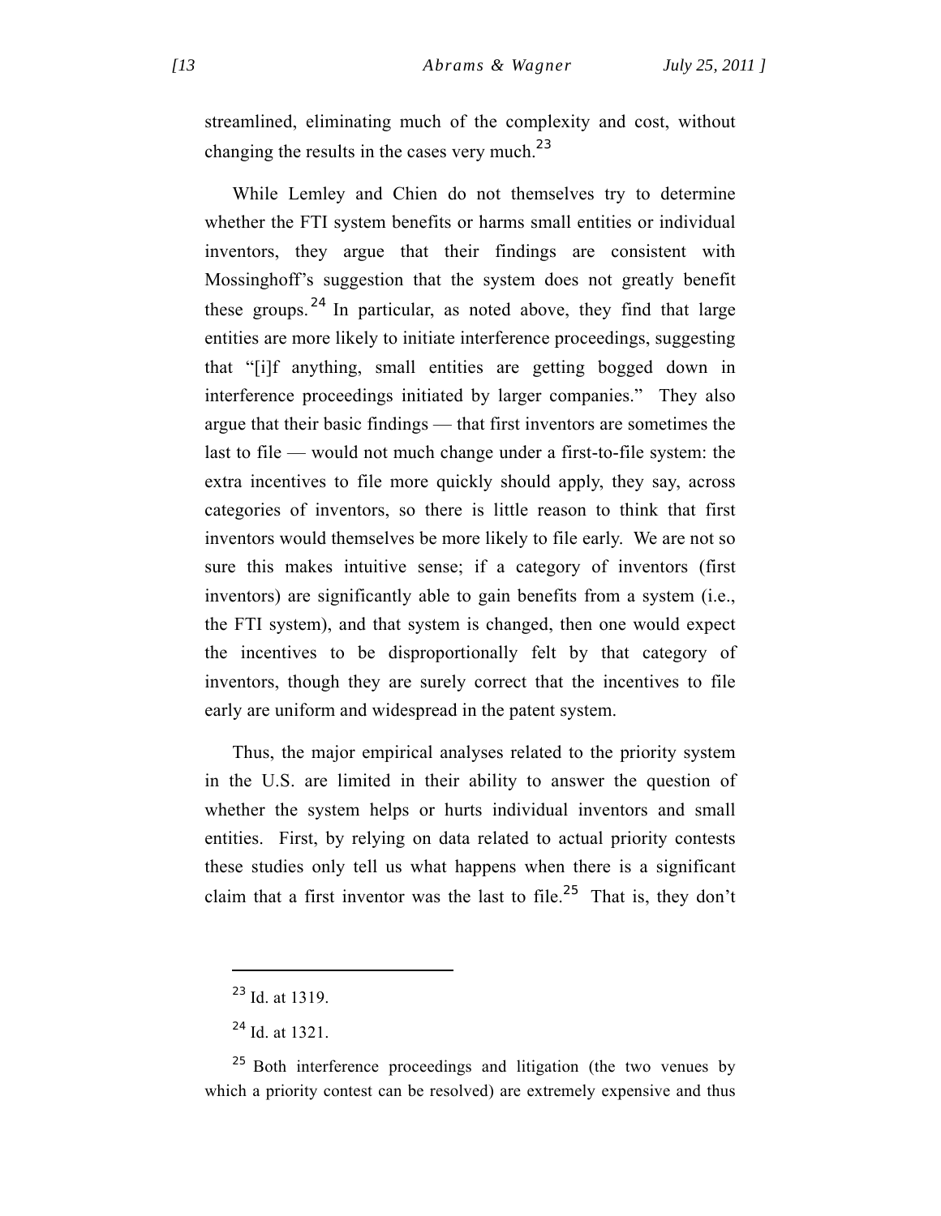streamlined, eliminating much of the complexity and cost, without changing the results in the cases very much.[23]

While Lemley and Chien do not themselves try to determine whether the FTI system benefits or harms small entities or individual inventors, they argue that their findings are consistent with Mossinghoff's suggestion that the system does not greatly benefit these groups.[24] In particular, as noted above, they find that large entities are more likely to initiate interference proceedings, suggesting that "[i]f anything, small entities are getting bogged down in interference proceedings initiated by larger companies." They also argue that their basic findings — that first inventors are sometimes the last to file — would not much change under a first-to-file system: the extra incentives to file more quickly should apply, they say, across categories of inventors, so there is little reason to think that first inventors would themselves be more likely to file early. We are not so sure this makes intuitive sense; if a category of inventors (first inventors) are significantly able to gain benefits from a system (i.e., the FTI system), and that system is changed, then one would expect the incentives to be disproportionally felt by that category of inventors, though they are surely correct that the incentives to file early are uniform and widespread in the patent system.

Thus, the major empirical analyses related to the priority system in the U.S. are limited in their ability to answer the question of whether the system helps or hurts individual inventors and small entities. First, by relying on data related to actual priority contests these studies only tell us what happens when there is a significant claim that a first inventor was the last to file.[25] That is, they don't

---

[23] Id. at 1319.

[24] Id. at 1321.

[25] Both interference proceedings and litigation (the two venues by which a priority contest can be resolved) are extremely expensive and thus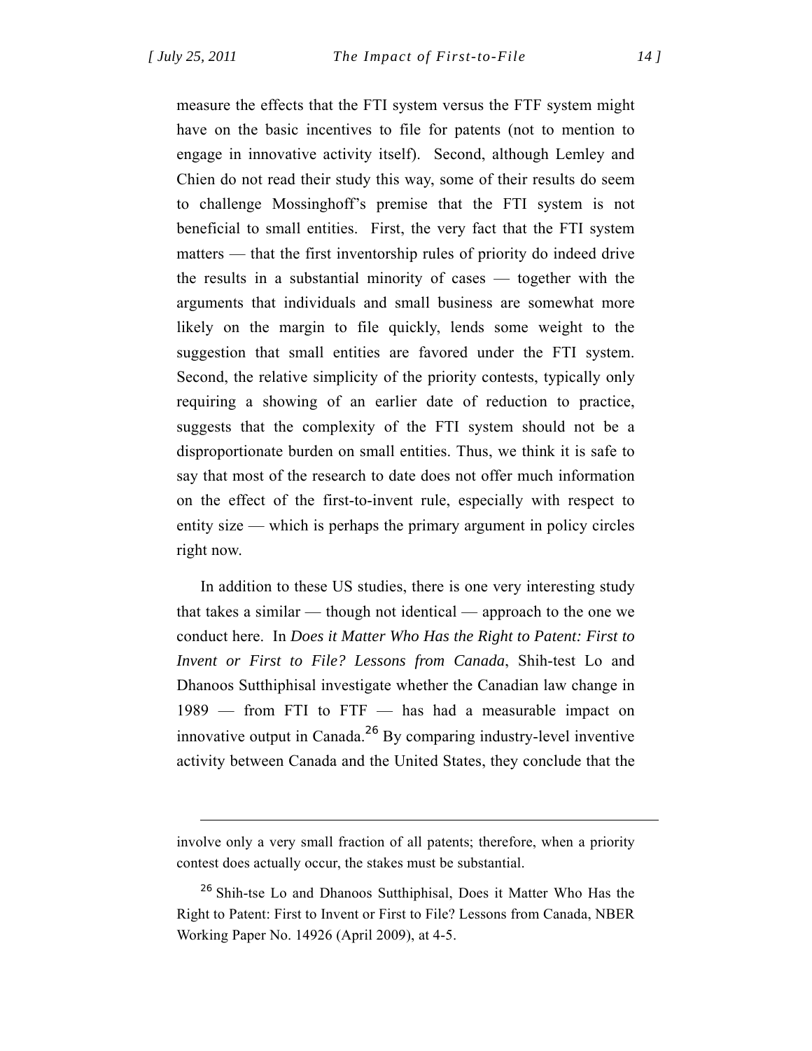measure the effects that the FTI system versus the FTF system might have on the basic incentives to file for patents (not to mention to engage in innovative activity itself). Second, although Lemley and Chien do not read their study this way, some of their results do seem to challenge Mossinghoff's premise that the FTI system is not beneficial to small entities. First, the very fact that the FTI system matters — that the first inventorship rules of priority do indeed drive the results in a substantial minority of cases — together with the arguments that individuals and small business are somewhat more likely on the margin to file quickly, lends some weight to the suggestion that small entities are favored under the FTI system. Second, the relative simplicity of the priority contests, typically only requiring a showing of an earlier date of reduction to practice, suggests that the complexity of the FTI system should not be a disproportionate burden on small entities. Thus, we think it is safe to say that most of the research to date does not offer much information on the effect of the first-to-invent rule, especially with respect to entity size — which is perhaps the primary argument in policy circles right now.

In addition to these US studies, there is one very interesting study that takes a similar — though not identical — approach to the one we conduct here. In *Does it Matter Who Has the Right to Patent: First to Invent or First to File? Lessons from Canada*, Shih-test Lo and Dhanoos Sutthiphisal investigate whether the Canadian law change in 1989 — from FTI to FTF — has had a measurable impact on innovative output in Canada.[26] By comparing industry-level inventive activity between Canada and the United States, they conclude that the

---

involve only a very small fraction of all patents; therefore, when a priority contest does actually occur, the stakes must be substantial.

[26] Shih-tse Lo and Dhanoos Sutthiphisal, Does it Matter Who Has the Right to Patent: First to Invent or First to File? Lessons from Canada, NBER Working Paper No. 14926 (April 2009), at 4-5.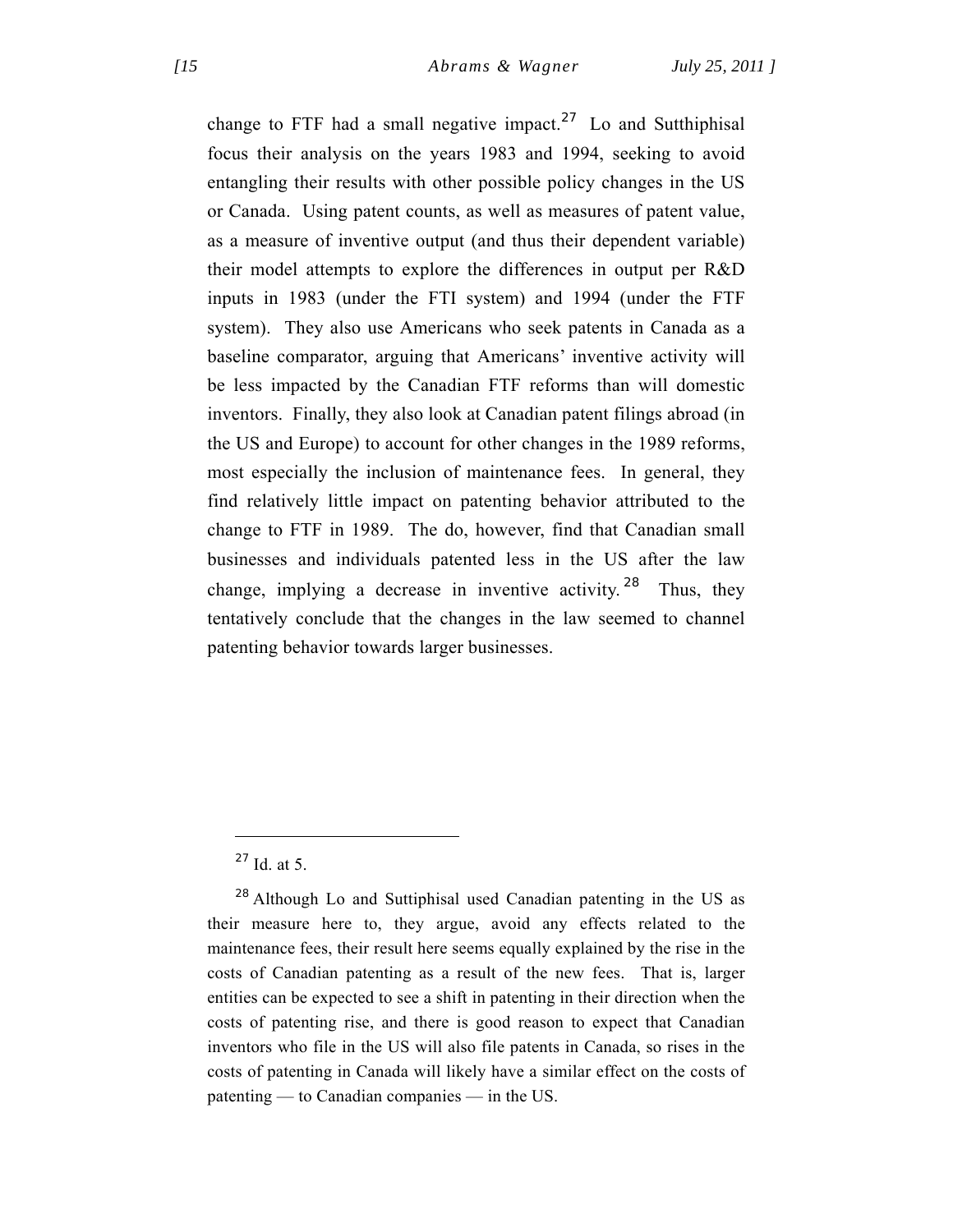change to FTF had a small negative impact.[27] Lo and Sutthiphisal focus their analysis on the years 1983 and 1994, seeking to avoid entangling their results with other possible policy changes in the US or Canada. Using patent counts, as well as measures of patent value, as a measure of inventive output (and thus their dependent variable) their model attempts to explore the differences in output per R&D inputs in 1983 (under the FTI system) and 1994 (under the FTF system). They also use Americans who seek patents in Canada as a baseline comparator, arguing that Americans' inventive activity will be less impacted by the Canadian FTF reforms than will domestic inventors. Finally, they also look at Canadian patent filings abroad (in the US and Europe) to account for other changes in the 1989 reforms, most especially the inclusion of maintenance fees. In general, they find relatively little impact on patenting behavior attributed to the change to FTF in 1989. The do, however, find that Canadian small businesses and individuals patented less in the US after the law change, implying a decrease in inventive activity.[28] Thus, they tentatively conclude that the changes in the law seemed to channel patenting behavior towards larger businesses.

---

[27] Id. at 5.

[28] Although Lo and Suttiphisal used Canadian patenting in the US as their measure here to, they argue, avoid any effects related to the maintenance fees, their result here seems equally explained by the rise in the costs of Canadian patenting as a result of the new fees. That is, larger entities can be expected to see a shift in patenting in their direction when the costs of patenting rise, and there is good reason to expect that Canadian inventors who file in the US will also file patents in Canada, so rises in the costs of patenting in Canada will likely have a similar effect on the costs of patenting — to Canadian companies — in the US.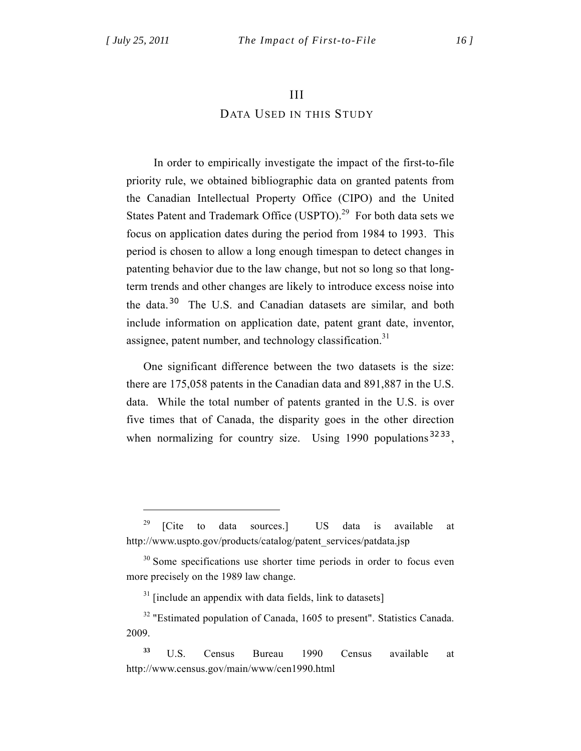# III

## DATA USED IN THIS STUDY

In order to empirically investigate the impact of the first-to-file priority rule, we obtained bibliographic data on granted patents from the Canadian Intellectual Property Office (CIPO) and the United States Patent and Trademark Office (USPTO).[29] For both data sets we focus on application dates during the period from 1984 to 1993. This period is chosen to allow a long enough timespan to detect changes in patenting behavior due to the law change, but not so long so that long-term trends and other changes are likely to introduce excess noise into the data.[30] The U.S. and Canadian datasets are similar, and both include information on application date, patent grant date, inventor, assignee, patent number, and technology classification.[31]

One significant difference between the two datasets is the size: there are 175,058 patents in the Canadian data and 891,887 in the U.S. data. While the total number of patents granted in the U.S. is over five times that of Canada, the disparity goes in the other direction when normalizing for country size. Using 1990 populations[32][33],

---

[29] [Cite to data sources.] US data is available at http://www.uspto.gov/products/catalog/patent_services/patdata.jsp

[30] Some specifications use shorter time periods in order to focus even more precisely on the 1989 law change.

[31] [include an appendix with data fields, link to datasets]

[32] "Estimated population of Canada, 1605 to present". Statistics Canada. 2009.

[33] U.S. Census Bureau 1990 Census available at http://www.census.gov/main/www/cen1990.html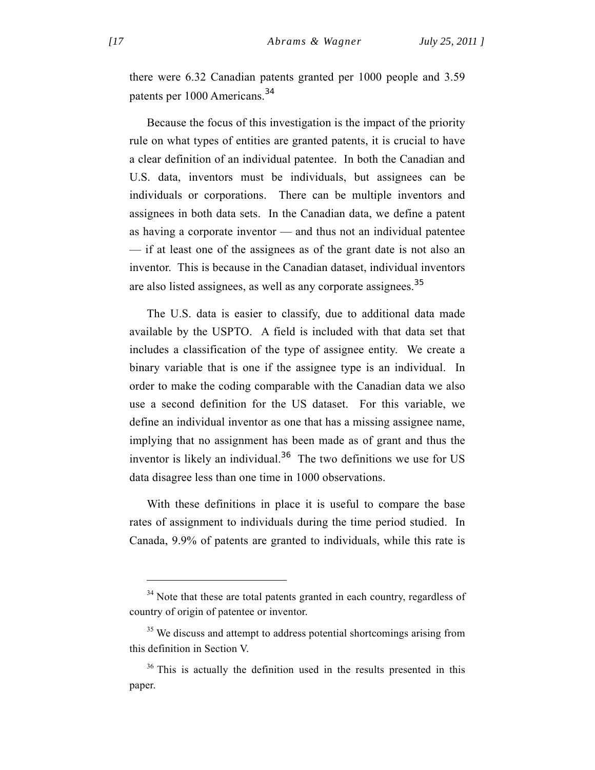there were 6.32 Canadian patents granted per 1000 people and 3.59 patents per 1000 Americans.[34]

Because the focus of this investigation is the impact of the priority rule on what types of entities are granted patents, it is crucial to have a clear definition of an individual patentee. In both the Canadian and U.S. data, inventors must be individuals, but assignees can be individuals or corporations. There can be multiple inventors and assignees in both data sets. In the Canadian data, we define a patent as having a corporate inventor — and thus not an individual patentee — if at least one of the assignees as of the grant date is not also an inventor. This is because in the Canadian dataset, individual inventors are also listed assignees, as well as any corporate assignees.[35]

The U.S. data is easier to classify, due to additional data made available by the USPTO. A field is included with that data set that includes a classification of the type of assignee entity. We create a binary variable that is one if the assignee type is an individual. In order to make the coding comparable with the Canadian data we also use a second definition for the US dataset. For this variable, we define an individual inventor as one that has a missing assignee name, implying that no assignment has been made as of grant and thus the inventor is likely an individual.[36] The two definitions we use for US data disagree less than one time in 1000 observations.

With these definitions in place it is useful to compare the base rates of assignment to individuals during the time period studied. In Canada, 9.9% of patents are granted to individuals, while this rate is

---

[34] Note that these are total patents granted in each country, regardless of country of origin of patentee or inventor.

[35] We discuss and attempt to address potential shortcomings arising from this definition in Section V.

[36] This is actually the definition used in the results presented in this paper.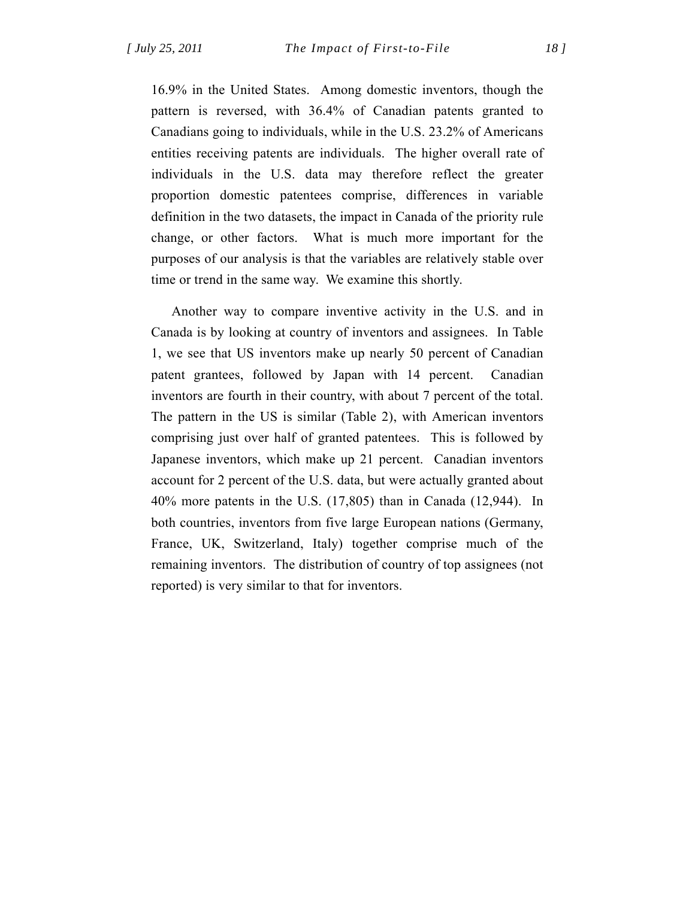16.9% in the United States. Among domestic inventors, though the pattern is reversed, with 36.4% of Canadian patents granted to Canadians going to individuals, while in the U.S. 23.2% of Americans entities receiving patents are individuals. The higher overall rate of individuals in the U.S. data may therefore reflect the greater proportion domestic patentees comprise, differences in variable definition in the two datasets, the impact in Canada of the priority rule change, or other factors. What is much more important for the purposes of our analysis is that the variables are relatively stable over time or trend in the same way. We examine this shortly.

Another way to compare inventive activity in the U.S. and in Canada is by looking at country of inventors and assignees. In Table 1, we see that US inventors make up nearly 50 percent of Canadian patent grantees, followed by Japan with 14 percent. Canadian inventors are fourth in their country, with about 7 percent of the total. The pattern in the US is similar (Table 2), with American inventors comprising just over half of granted patentees. This is followed by Japanese inventors, which make up 21 percent. Canadian inventors account for 2 percent of the U.S. data, but were actually granted about 40% more patents in the U.S. (17,805) than in Canada (12,944). In both countries, inventors from five large European nations (Germany, France, UK, Switzerland, Italy) together comprise much of the remaining inventors. The distribution of country of top assignees (not reported) is very similar to that for inventors.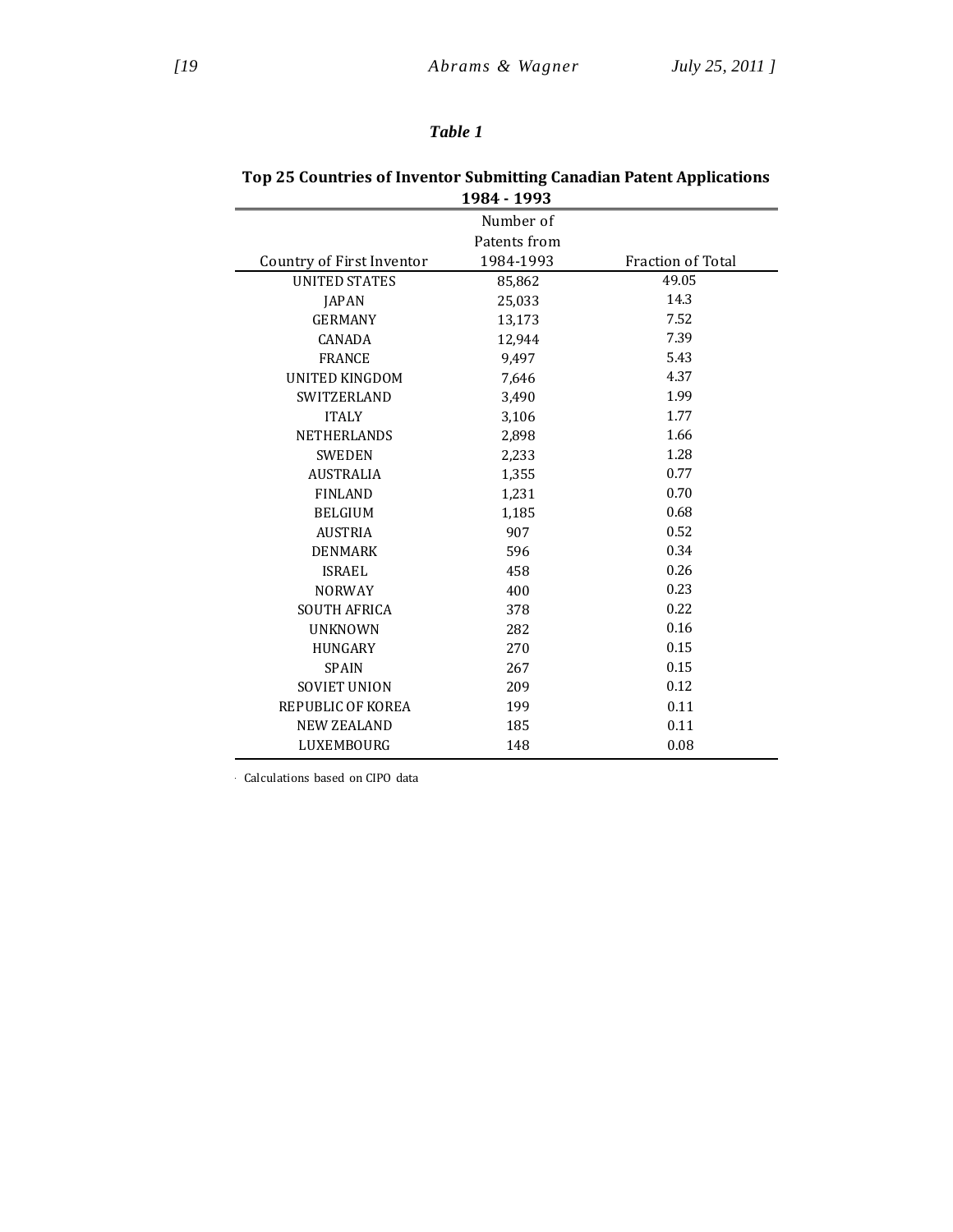*Table 1*

**Top 25 Countries of Inventor Submitting Canadian Patent Applications 1984 - 1993**

| Country of First Inventor | Number of Patents from 1984-1993 | Fraction of Total |
|---|---|---|
| UNITED STATES | 85,862 | 49.05 |
| JAPAN | 25,033 | 14.3 |
| GERMANY | 13,173 | 7.52 |
| CANADA | 12,944 | 7.39 |
| FRANCE | 9,497 | 5.43 |
| UNITED KINGDOM | 7,646 | 4.37 |
| SWITZERLAND | 3,490 | 1.99 |
| ITALY | 3,106 | 1.77 |
| NETHERLANDS | 2,898 | 1.66 |
| SWEDEN | 2,233 | 1.28 |
| AUSTRALIA | 1,355 | 0.77 |
| FINLAND | 1,231 | 0.70 |
| BELGIUM | 1,185 | 0.68 |
| AUSTRIA | 907 | 0.52 |
| DENMARK | 596 | 0.34 |
| ISRAEL | 458 | 0.26 |
| NORWAY | 400 | 0.23 |
| SOUTH AFRICA | 378 | 0.22 |
| UNKNOWN | 282 | 0.16 |
| HUNGARY | 270 | 0.15 |
| SPAIN | 267 | 0.15 |
| SOVIET UNION | 209 | 0.12 |
| REPUBLIC OF KOREA | 199 | 0.11 |
| NEW ZEALAND | 185 | 0.11 |
| LUXEMBOURG | 148 | 0.08 |

Calculations based on CIPO data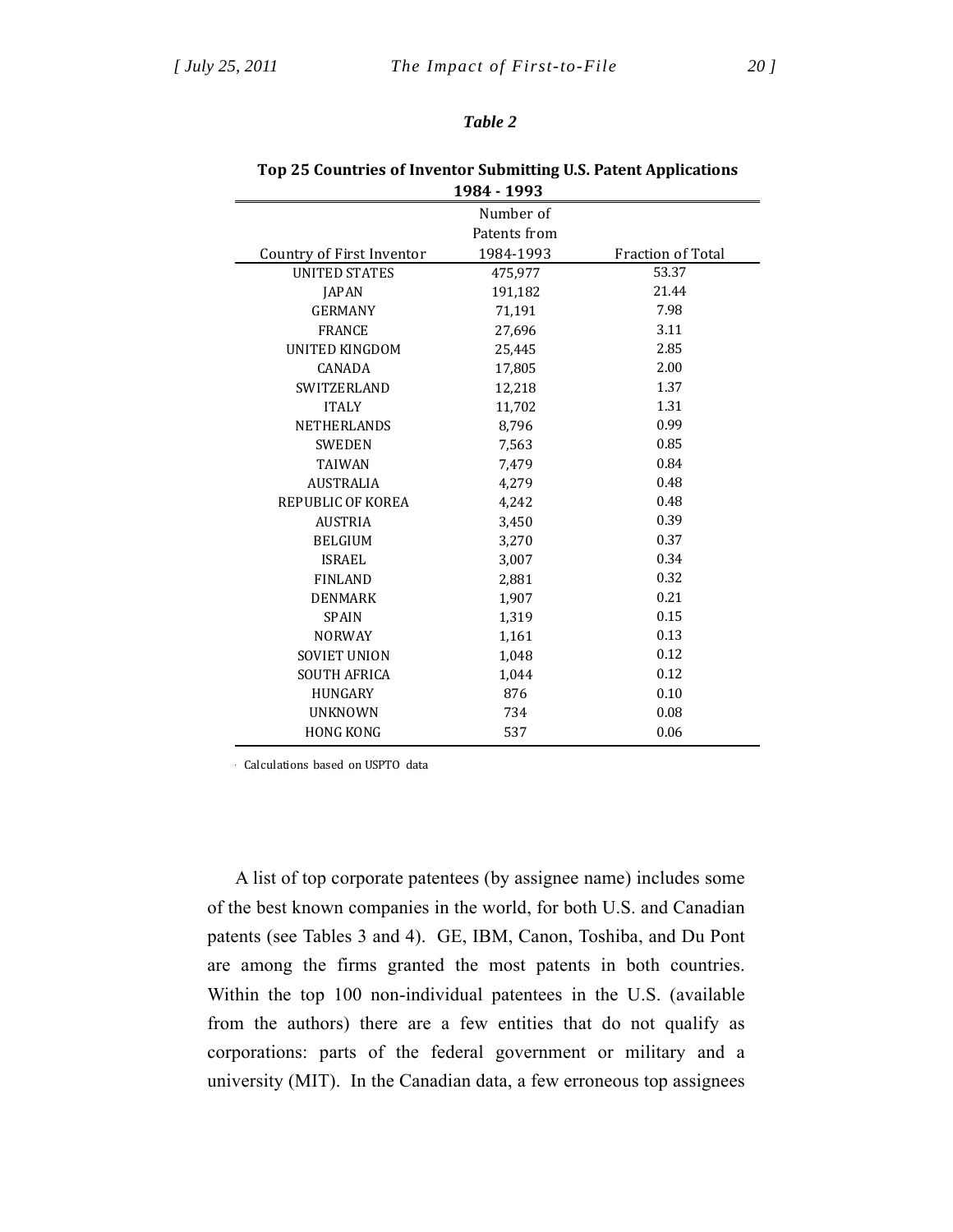*Table 2*

**Top 25 Countries of Inventor Submitting U.S. Patent Applications 1984 - 1993**

| Country of First Inventor | Number of Patents from 1984-1993 | Fraction of Total |
|---|---|---|
| UNITED STATES | 475,977 | 53.37 |
| JAPAN | 191,182 | 21.44 |
| GERMANY | 71,191 | 7.98 |
| FRANCE | 27,696 | 3.11 |
| UNITED KINGDOM | 25,445 | 2.85 |
| CANADA | 17,805 | 2.00 |
| SWITZERLAND | 12,218 | 1.37 |
| ITALY | 11,702 | 1.31 |
| NETHERLANDS | 8,796 | 0.99 |
| SWEDEN | 7,563 | 0.85 |
| TAIWAN | 7,479 | 0.84 |
| AUSTRALIA | 4,279 | 0.48 |
| REPUBLIC OF KOREA | 4,242 | 0.48 |
| AUSTRIA | 3,450 | 0.39 |
| BELGIUM | 3,270 | 0.37 |
| ISRAEL | 3,007 | 0.34 |
| FINLAND | 2,881 | 0.32 |
| DENMARK | 1,907 | 0.21 |
| SPAIN | 1,319 | 0.15 |
| NORWAY | 1,161 | 0.13 |
| SOVIET UNION | 1,048 | 0.12 |
| SOUTH AFRICA | 1,044 | 0.12 |
| HUNGARY | 876 | 0.10 |
| UNKNOWN | 734 | 0.08 |
| HONG KONG | 537 | 0.06 |

Calculations based on USPTO data

A list of top corporate patentees (by assignee name) includes some of the best known companies in the world, for both U.S. and Canadian patents (see Tables 3 and 4). GE, IBM, Canon, Toshiba, and Du Pont are among the firms granted the most patents in both countries. Within the top 100 non-individual patentees in the U.S. (available from the authors) there are a few entities that do not qualify as corporations: parts of the federal government or military and a university (MIT). In the Canadian data, a few erroneous top assignees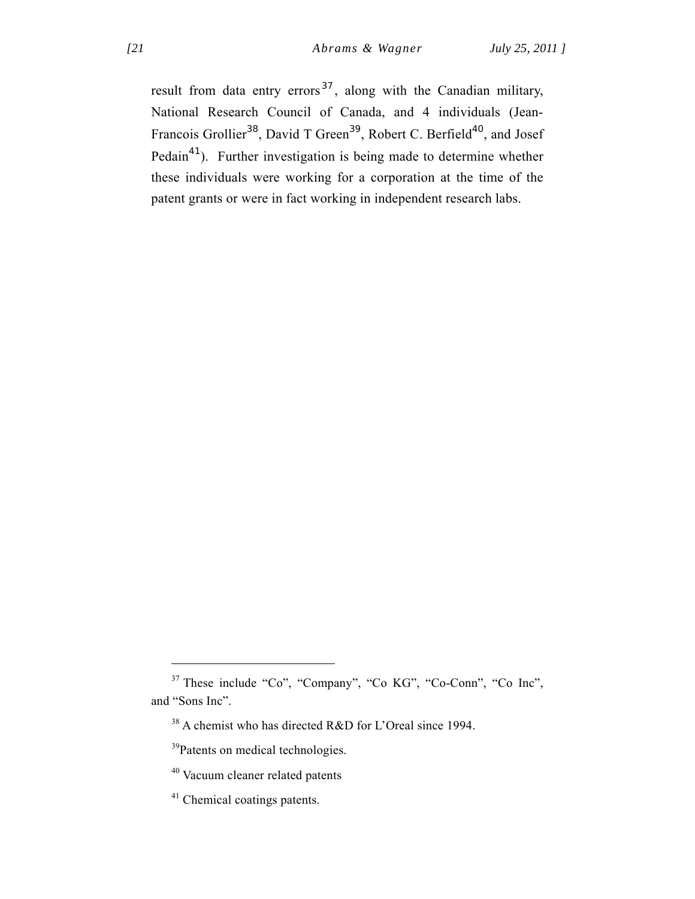result from data entry errors[37], along with the Canadian military, National Research Council of Canada, and 4 individuals (Jean-Francois Grollier[38], David T Green[39], Robert C. Berfield[40], and Josef Pedain[41]). Further investigation is being made to determine whether these individuals were working for a corporation at the time of the patent grants or were in fact working in independent research labs.

---

[37] These include "Co", "Company", "Co KG", "Co-Conn", "Co Inc", and "Sons Inc".

[38] A chemist who has directed R&D for L'Oreal since 1994.

[39] Patents on medical technologies.

[40] Vacuum cleaner related patents

[41] Chemical coatings patents.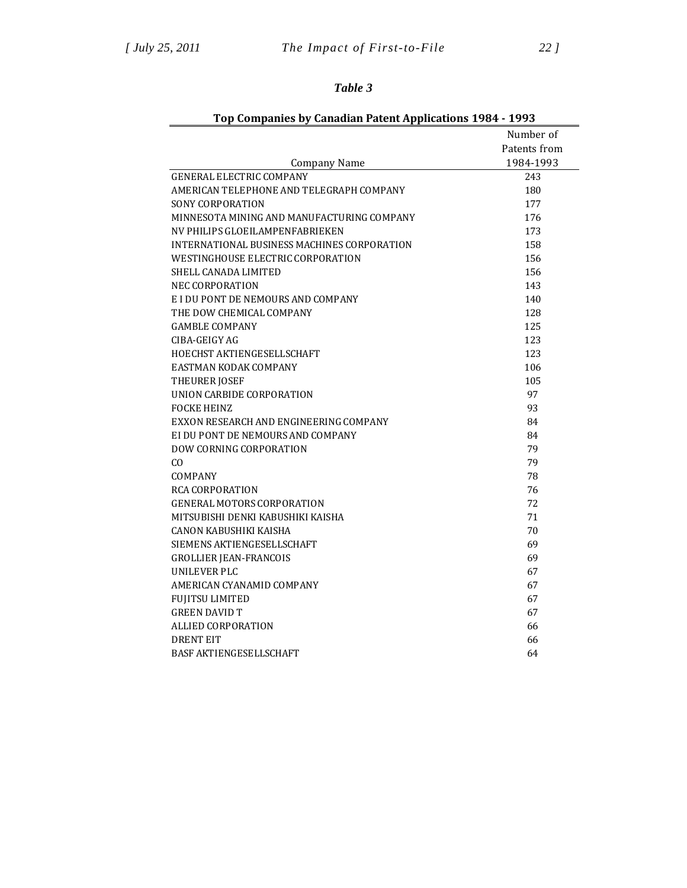*Table 3*

**Top Companies by Canadian Patent Applications 1984 - 1993**

| Company Name | Number of Patents from 1984-1993 |
|---|---|
| GENERAL ELECTRIC COMPANY | 243 |
| AMERICAN TELEPHONE AND TELEGRAPH COMPANY | 180 |
| SONY CORPORATION | 177 |
| MINNESOTA MINING AND MANUFACTURING COMPANY | 176 |
| NV PHILIPS GLOEILAMPENFABRIEKEN | 173 |
| INTERNATIONAL BUSINESS MACHINES CORPORATION | 158 |
| WESTINGHOUSE ELECTRIC CORPORATION | 156 |
| SHELL CANADA LIMITED | 156 |
| NEC CORPORATION | 143 |
| E I DU PONT DE NEMOURS AND COMPANY | 140 |
| THE DOW CHEMICAL COMPANY | 128 |
| GAMBLE COMPANY | 125 |
| CIBA-GEIGY AG | 123 |
| HOECHST AKTIENGESELLSCHAFT | 123 |
| EASTMAN KODAK COMPANY | 106 |
| THEURER JOSEF | 105 |
| UNION CARBIDE CORPORATION | 97 |
| FOCKE HEINZ | 93 |
| EXXON RESEARCH AND ENGINEERING COMPANY | 84 |
| EI DU PONT DE NEMOURS AND COMPANY | 84 |
| DOW CORNING CORPORATION | 79 |
| CO | 79 |
| COMPANY | 78 |
| RCA CORPORATION | 76 |
| GENERAL MOTORS CORPORATION | 72 |
| MITSUBISHI DENKI KABUSHIKI KAISHA | 71 |
| CANON KABUSHIKI KAISHA | 70 |
| SIEMENS AKTIENGESELLSCHAFT | 69 |
| GROLLIER JEAN-FRANCOIS | 69 |
| UNILEVER PLC | 67 |
| AMERICAN CYANAMID COMPANY | 67 |
| FUJITSU LIMITED | 67 |
| GREEN DAVID T | 67 |
| ALLIED CORPORATION | 66 |
| DRENT EIT | 66 |
| BASF AKTIENGESELLSCHAFT | 64 |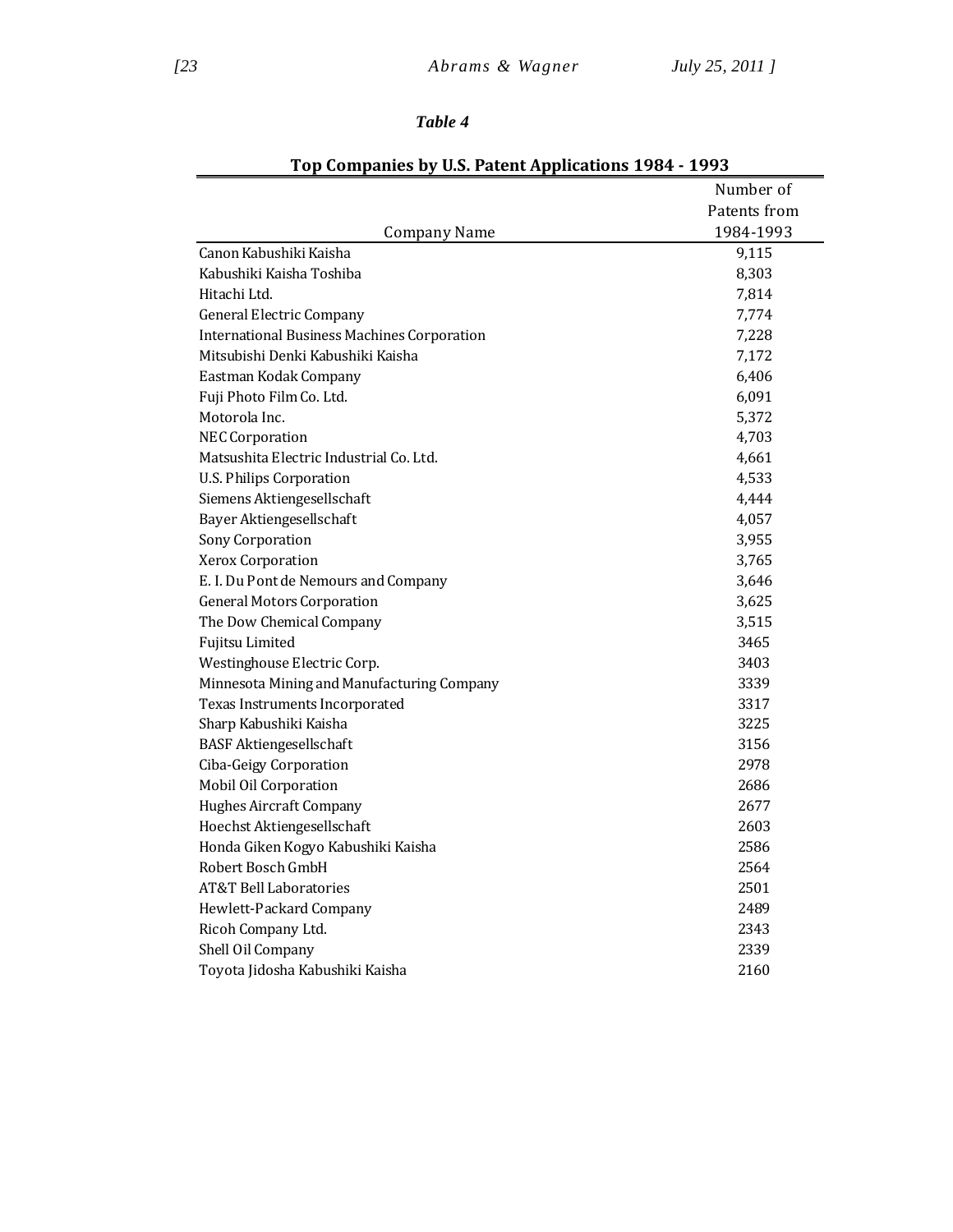*Table 4*

**Top Companies by U.S. Patent Applications 1984 - 1993**

| Company Name | Number of Patents from 1984-1993 |
|---|---|
| Canon Kabushiki Kaisha | 9,115 |
| Kabushiki Kaisha Toshiba | 8,303 |
| Hitachi Ltd. | 7,814 |
| General Electric Company | 7,774 |
| International Business Machines Corporation | 7,228 |
| Mitsubishi Denki Kabushiki Kaisha | 7,172 |
| Eastman Kodak Company | 6,406 |
| Fuji Photo Film Co. Ltd. | 6,091 |
| Motorola Inc. | 5,372 |
| NEC Corporation | 4,703 |
| Matsushita Electric Industrial Co. Ltd. | 4,661 |
| U.S. Philips Corporation | 4,533 |
| Siemens Aktiengesellschaft | 4,444 |
| Bayer Aktiengesellschaft | 4,057 |
| Sony Corporation | 3,955 |
| Xerox Corporation | 3,765 |
| E. I. Du Pont de Nemours and Company | 3,646 |
| General Motors Corporation | 3,625 |
| The Dow Chemical Company | 3,515 |
| Fujitsu Limited | 3465 |
| Westinghouse Electric Corp. | 3403 |
| Minnesota Mining and Manufacturing Company | 3339 |
| Texas Instruments Incorporated | 3317 |
| Sharp Kabushiki Kaisha | 3225 |
| BASF Aktiengesellschaft | 3156 |
| Ciba-Geigy Corporation | 2978 |
| Mobil Oil Corporation | 2686 |
| Hughes Aircraft Company | 2677 |
| Hoechst Aktiengesellschaft | 2603 |
| Honda Giken Kogyo Kabushiki Kaisha | 2586 |
| Robert Bosch GmbH | 2564 |
| AT&T Bell Laboratories | 2501 |
| Hewlett-Packard Company | 2489 |
| Ricoh Company Ltd. | 2343 |
| Shell Oil Company | 2339 |
| Toyota Jidosha Kabushiki Kaisha | 2160 |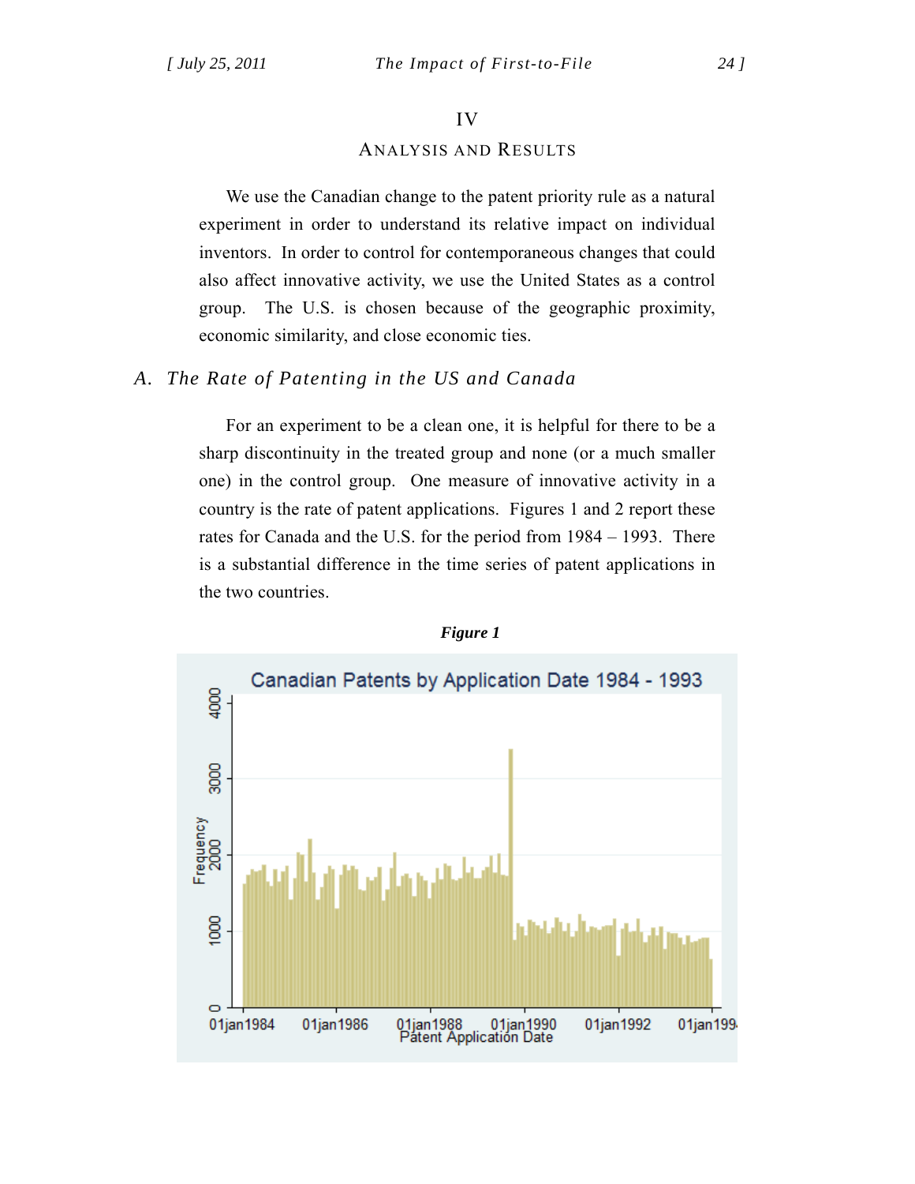# IV

## Analysis and Results

We use the Canadian change to the patent priority rule as a natural experiment in order to understand its relative impact on individual inventors. In order to control for contemporaneous changes that could also affect innovative activity, we use the United States as a control group. The U.S. is chosen because of the geographic proximity, economic similarity, and close economic ties.

### A. *The Rate of Patenting in the US and Canada*

For an experiment to be a clean one, it is helpful for there to be a sharp discontinuity in the treated group and none (or a much smaller one) in the control group. One measure of innovative activity in a country is the rate of patent applications. Figures 1 and 2 report these rates for Canada and the U.S. for the period from 1984 – 1993. There is a substantial difference in the time series of patent applications in the two countries.

***Figure 1***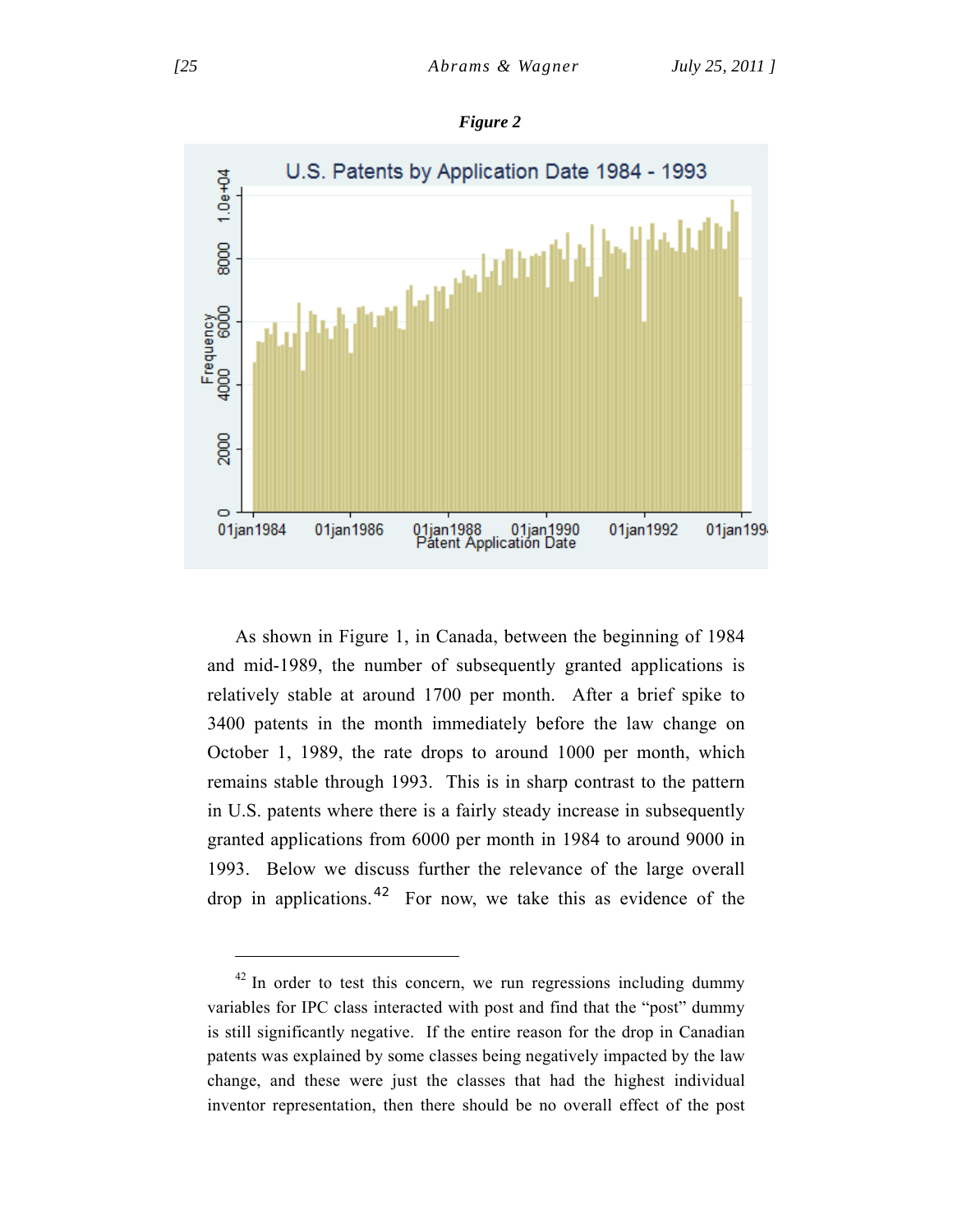***Figure 2***

As shown in Figure 1, in Canada, between the beginning of 1984 and mid-1989, the number of subsequently granted applications is relatively stable at around 1700 per month. After a brief spike to 3400 patents in the month immediately before the law change on October 1, 1989, the rate drops to around 1000 per month, which remains stable through 1993. This is in sharp contrast to the pattern in U.S. patents where there is a fairly steady increase in subsequently granted applications from 6000 per month in 1984 to around 9000 in 1993. Below we discuss further the relevance of the large overall drop in applications.[42] For now, we take this as evidence of the

---

[42] In order to test this concern, we run regressions including dummy variables for IPC class interacted with post and find that the "post" dummy is still significantly negative. If the entire reason for the drop in Canadian patents was explained by some classes being negatively impacted by the law change, and these were just the classes that had the highest individual inventor representation, then there should be no overall effect of the post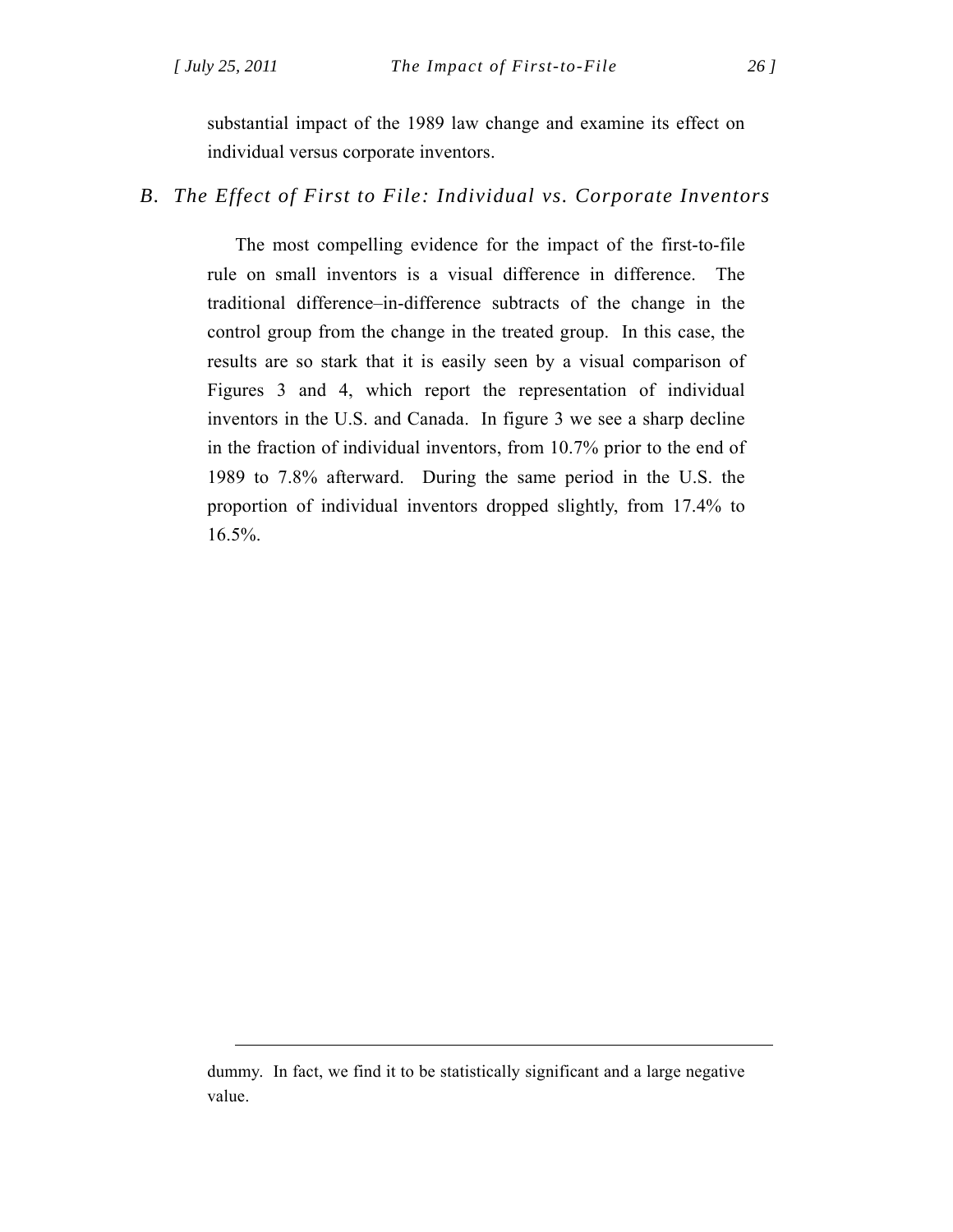substantial impact of the 1989 law change and examine its effect on individual versus corporate inventors.

### *B. The Effect of First to File: Individual vs. Corporate Inventors*

The most compelling evidence for the impact of the first-to-file rule on small inventors is a visual difference in difference. The traditional difference–in-difference subtracts of the change in the control group from the change in the treated group. In this case, the results are so stark that it is easily seen by a visual comparison of Figures 3 and 4, which report the representation of individual inventors in the U.S. and Canada. In figure 3 we see a sharp decline in the fraction of individual inventors, from 10.7% prior to the end of 1989 to 7.8% afterward. During the same period in the U.S. the proportion of individual inventors dropped slightly, from 17.4% to 16.5%.

---

dummy. In fact, we find it to be statistically significant and a large negative value.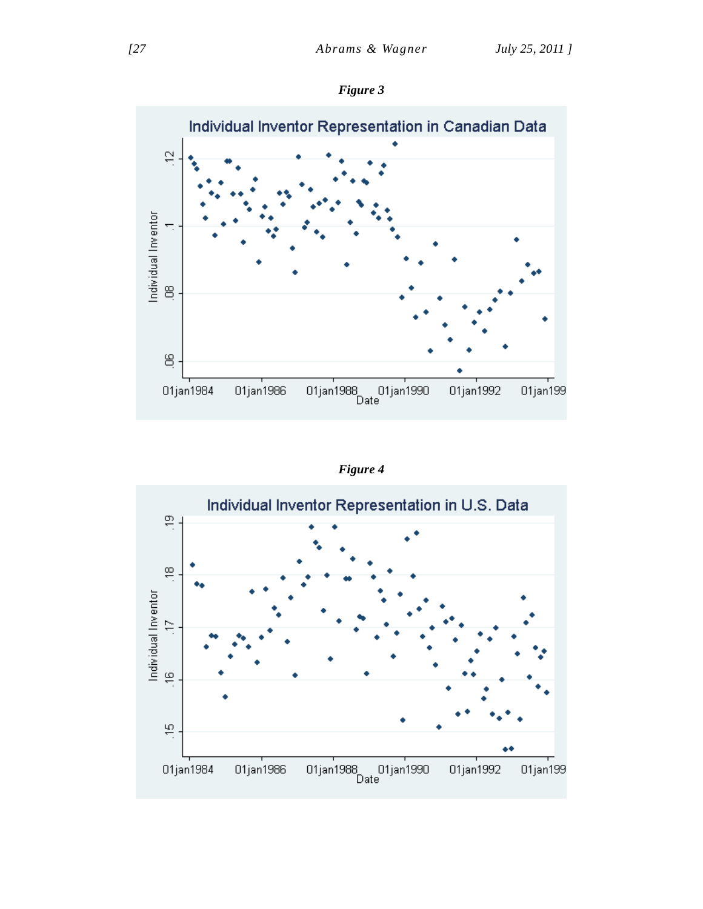***Figure 3***

Individual Inventor Representation in Canadian Data

***Figure 4***

Individual Inventor Representation in U.S. Data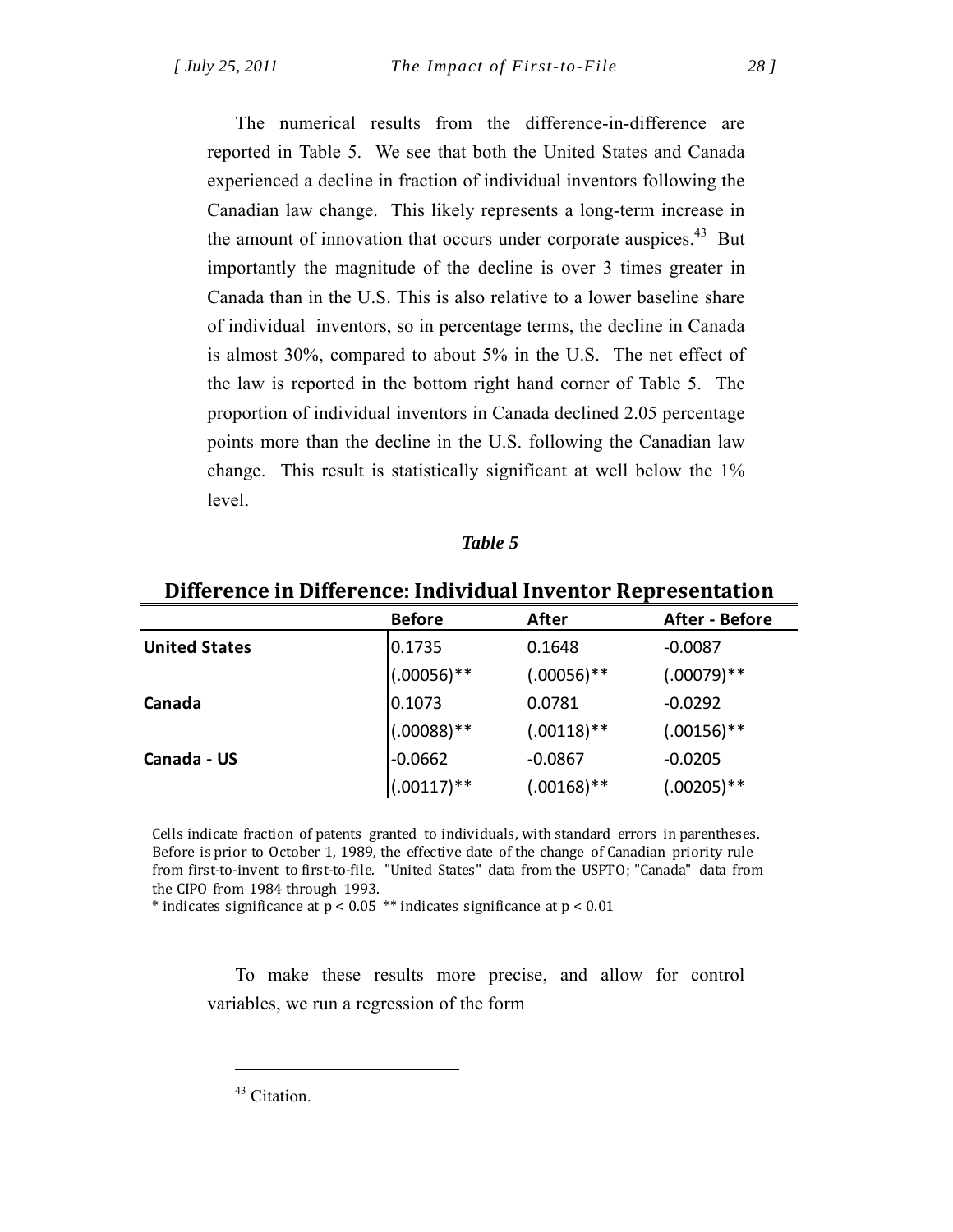The numerical results from the difference-in-difference are reported in Table 5. We see that both the United States and Canada experienced a decline in fraction of individual inventors following the Canadian law change. This likely represents a long-term increase in the amount of innovation that occurs under corporate auspices.[43] But importantly the magnitude of the decline is over 3 times greater in Canada than in the U.S. This is also relative to a lower baseline share of individual inventors, so in percentage terms, the decline in Canada is almost 30%, compared to about 5% in the U.S. The net effect of the law is reported in the bottom right hand corner of Table 5. The proportion of individual inventors in Canada declined 2.05 percentage points more than the decline in the U.S. following the Canadian law change. This result is statistically significant at well below the 1% level.

***Table 5***

**Difference in Difference: Individual Inventor Representation**

| | Before | After | After - Before |
|---|---|---|---|
| **United States** | 0.1735 | 0.1648 | -0.0087 |
| | (.00056)** | (.00056)** | (.00079)** |
| **Canada** | 0.1073 | 0.0781 | -0.0292 |
| | (.00088)** | (.00118)** | (.00156)** |
| **Canada - US** | -0.0662 | -0.0867 | -0.0205 |
| | (.00117)** | (.00168)** | (.00205)** |

Cells indicate fraction of patents granted to individuals, with standard errors in parentheses. Before is prior to October 1, 1989, the effective date of the change of Canadian priority rule from first-to-invent to first-to-file. "United States" data from the USPTO; "Canada" data from the CIPO from 1984 through 1993.
* indicates significance at $p < 0.05$ ** indicates significance at $p < 0.01$

To make these results more precise, and allow for control variables, we run a regression of the form

[43] Citation.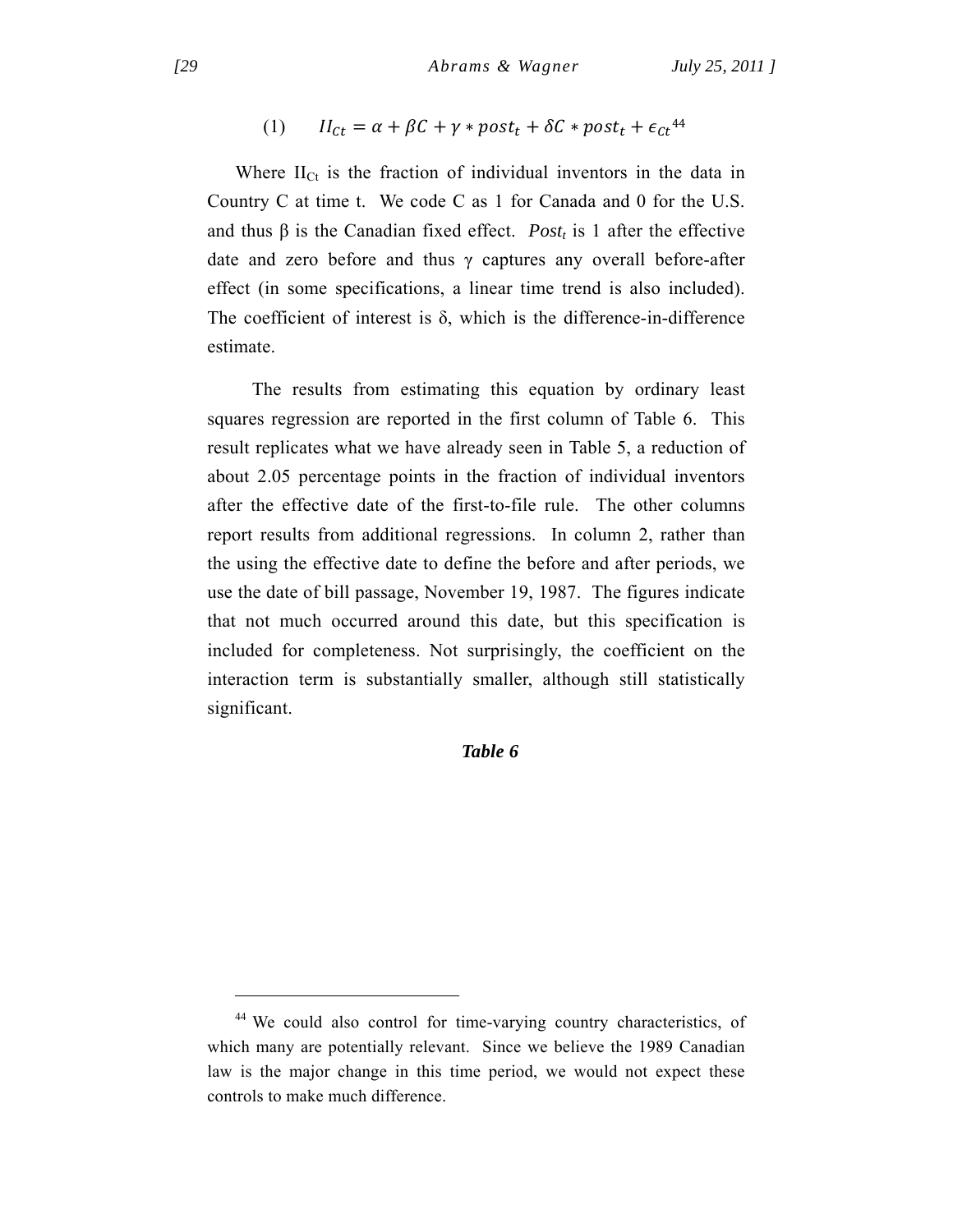$$(1) \qquad II_{Ct} = \alpha + \beta C + \gamma * post_t + \delta C * post_t + \epsilon_{Ct}$$ [44]

Where $II_{Ct}$ is the fraction of individual inventors in the data in Country C at time t. We code C as 1 for Canada and 0 for the U.S. and thus β is the Canadian fixed effect. *$Post_t$* is 1 after the effective date and zero before and thus γ captures any overall before-after effect (in some specifications, a linear time trend is also included). The coefficient of interest is δ, which is the difference-in-difference estimate.

The results from estimating this equation by ordinary least squares regression are reported in the first column of Table 6. This result replicates what we have already seen in Table 5, a reduction of about 2.05 percentage points in the fraction of individual inventors after the effective date of the first-to-file rule. The other columns report results from additional regressions. In column 2, rather than the using the effective date to define the before and after periods, we use the date of bill passage, November 19, 1987. The figures indicate that not much occurred around this date, but this specification is included for completeness. Not surprisingly, the coefficient on the interaction term is substantially smaller, although still statistically significant.

***Table 6***

---

[44] We could also control for time-varying country characteristics, of which many are potentially relevant. Since we believe the 1989 Canadian law is the major change in this time period, we would not expect these controls to make much difference.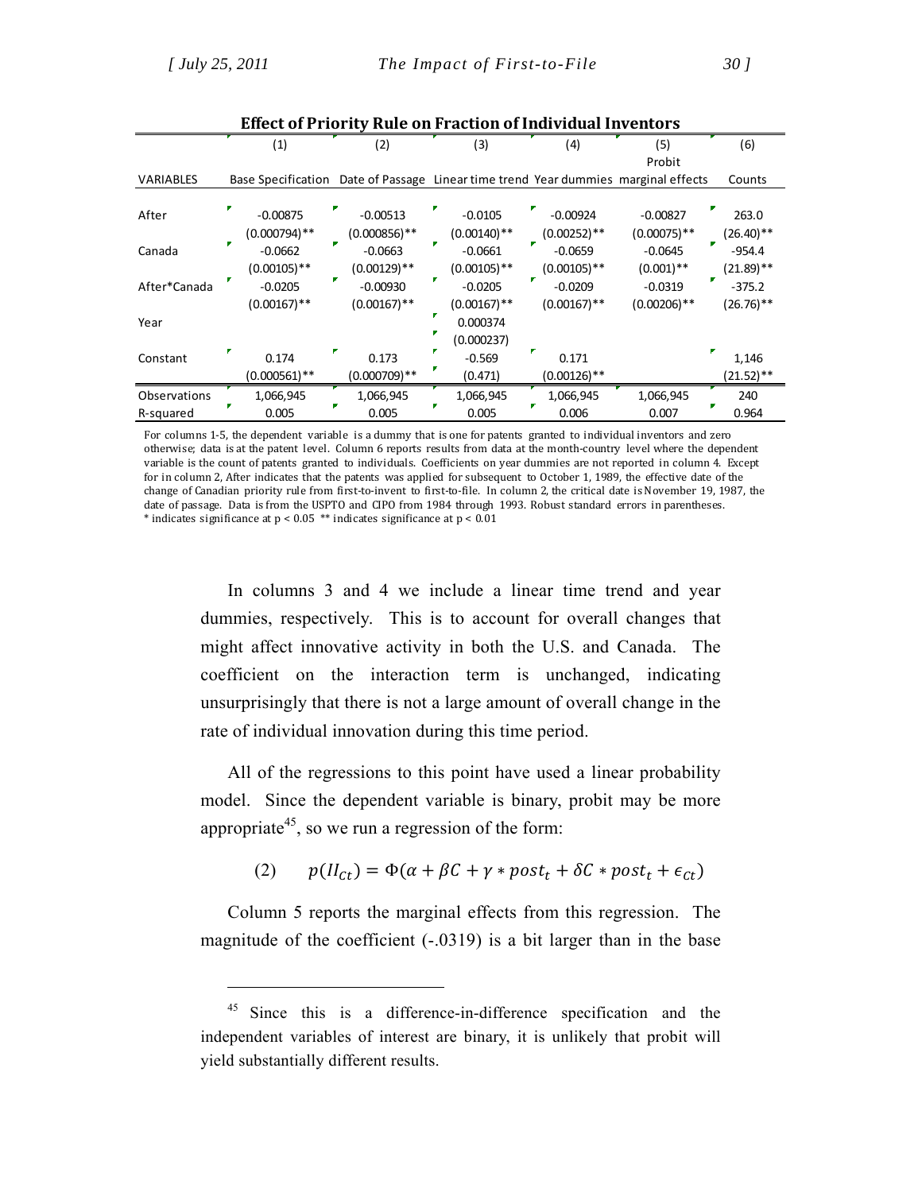**Effect of Priority Rule on Fraction of Individual Inventors**

| VARIABLES | (1) Base Specification | (2) Date of Passage | (3) Linear time trend | (4) Year dummies | (5) Probit marginal effects | (6) Counts |
|---|---|---|---|---|---|---|
| After | -0.00875 | -0.00513 | -0.0105 | -0.00924 | -0.00827 | 263.0 |
| | (0.000794)** | (0.000856)** | (0.00140)** | (0.00252)** | (0.00075)** | (26.40)** |
| Canada | -0.0662 | -0.0663 | -0.0661 | -0.0659 | -0.0645 | -954.4 |
| | (0.00105)** | (0.00129)** | (0.00105)** | (0.00105)** | (0.001)** | (21.89)** |
| After*Canada | -0.0205 | -0.00930 | -0.0205 | -0.0209 | -0.0319 | -375.2 |
| | (0.00167)** | (0.00167)** | (0.00167)** | (0.00167)** | (0.00206)** | (26.76)** |
| Year | | | 0.000374 | | | |
| | | | (0.000237) | | | |
| Constant | 0.174 | 0.173 | -0.569 | 0.171 | | 1,146 |
| | (0.000561)** | (0.000709)** | (0.471) | (0.00126)** | | (21.52)** |
| Observations | 1,066,945 | 1,066,945 | 1,066,945 | 1,066,945 | 1,066,945 | 240 |
| R-squared | 0.005 | 0.005 | 0.005 | 0.006 | 0.007 | 0.964 |

For columns 1-5, the dependent variable is a dummy that is one for patents granted to individual inventors and zero otherwise; data is at the patent level. Column 6 reports results from data at the month-country level where the dependent variable is the count of patents granted to individuals. Coefficients on year dummies are not reported in column 4. Except for in column 2, After indicates that the patents was applied for subsequent to October 1, 1989, the effective date of the change of Canadian priority rule from first-to-invent to first-to-file. In column 2, the critical date is November 19, 1987, the date of passage. Data is from the USPTO and CIPO from 1984 through 1993. Robust standard errors in parentheses.
* indicates significance at $p < 0.05$ ** indicates significance at $p < 0.01$

In columns 3 and 4 we include a linear time trend and year dummies, respectively. This is to account for overall changes that might affect innovative activity in both the U.S. and Canada. The coefficient on the interaction term is unchanged, indicating unsurprisingly that there is not a large amount of overall change in the rate of individual innovation during this time period.

All of the regressions to this point have used a linear probability model. Since the dependent variable is binary, probit may be more appropriate[45], so we run a regression of the form:

$$(2) \qquad p(II_{Ct}) = \Phi(\alpha + \beta C + \gamma * post_t + \delta C * post_t + \epsilon_{Ct})$$

Column 5 reports the marginal effects from this regression. The magnitude of the coefficient (-.0319) is a bit larger than in the base

[45] Since this is a difference-in-difference specification and the independent variables of interest are binary, it is unlikely that probit will yield substantially different results.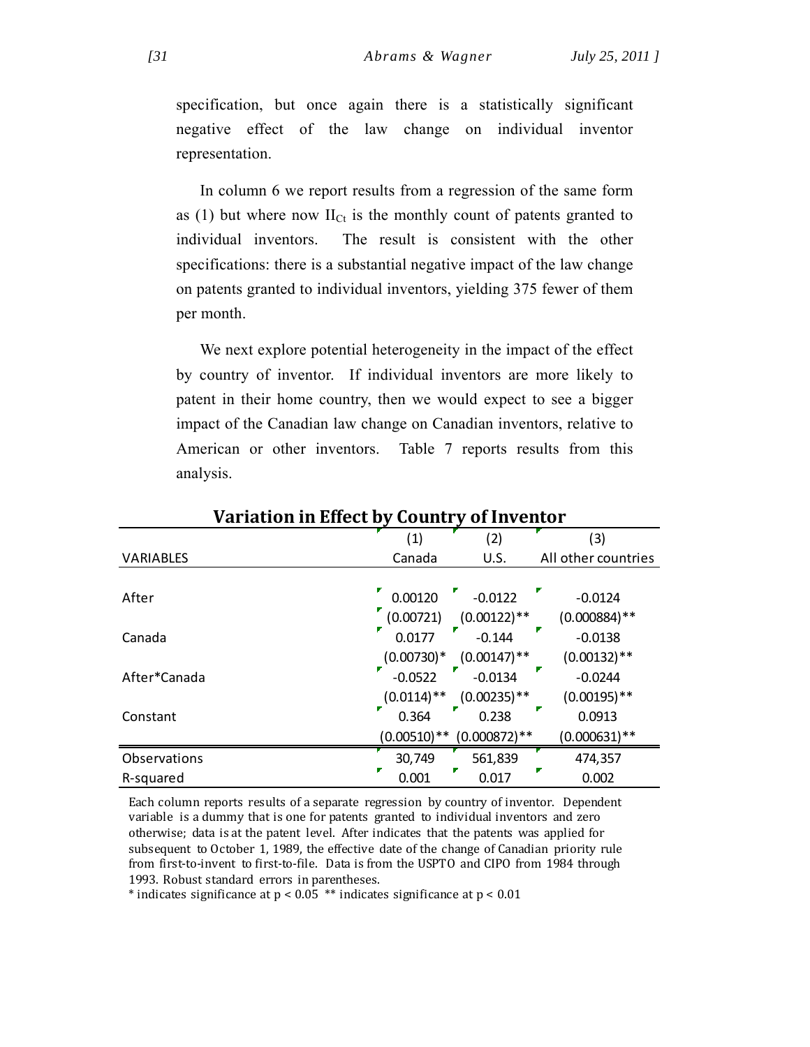specification, but once again there is a statistically significant negative effect of the law change on individual inventor representation.

In column 6 we report results from a regression of the same form as (1) but where now $II_{Ct}$ is the monthly count of patents granted to individual inventors. The result is consistent with the other specifications: there is a substantial negative impact of the law change on patents granted to individual inventors, yielding 375 fewer of them per month.

We next explore potential heterogeneity in the impact of the effect by country of inventor. If individual inventors are more likely to patent in their home country, then we would expect to see a bigger impact of the Canadian law change on Canadian inventors, relative to American or other inventors. Table 7 reports results from this analysis.

**Variation in Effect by Country of Inventor**

| | (1) | (2) | (3) |
|---|---|---|---|
| VARIABLES | Canada | U.S. | All other countries |
| After | 0.00120 | -0.0122 | -0.0124 |
| | (0.00721) | (0.00122)** | (0.000884)** |
| Canada | 0.0177 | -0.144 | -0.0138 |
| | (0.00730)* | (0.00147)** | (0.00132)** |
| After*Canada | -0.0522 | -0.0134 | -0.0244 |
| | (0.0114)** | (0.00235)** | (0.00195)** |
| Constant | 0.364 | 0.238 | 0.0913 |
| | (0.00510)** | (0.000872)** | (0.000631)** |
| Observations | 30,749 | 561,839 | 474,357 |
| R-squared | 0.001 | 0.017 | 0.002 |

Each column reports results of a separate regression by country of inventor. Dependent variable is a dummy that is one for patents granted to individual inventors and zero otherwise; data is at the patent level. After indicates that the patents was applied for subsequent to October 1, 1989, the effective date of the change of Canadian priority rule from first-to-invent to first-to-file. Data is from the USPTO and CIPO from 1984 through 1993. Robust standard errors in parentheses.
* indicates significance at $p < 0.05$ ** indicates significance at $p < 0.01$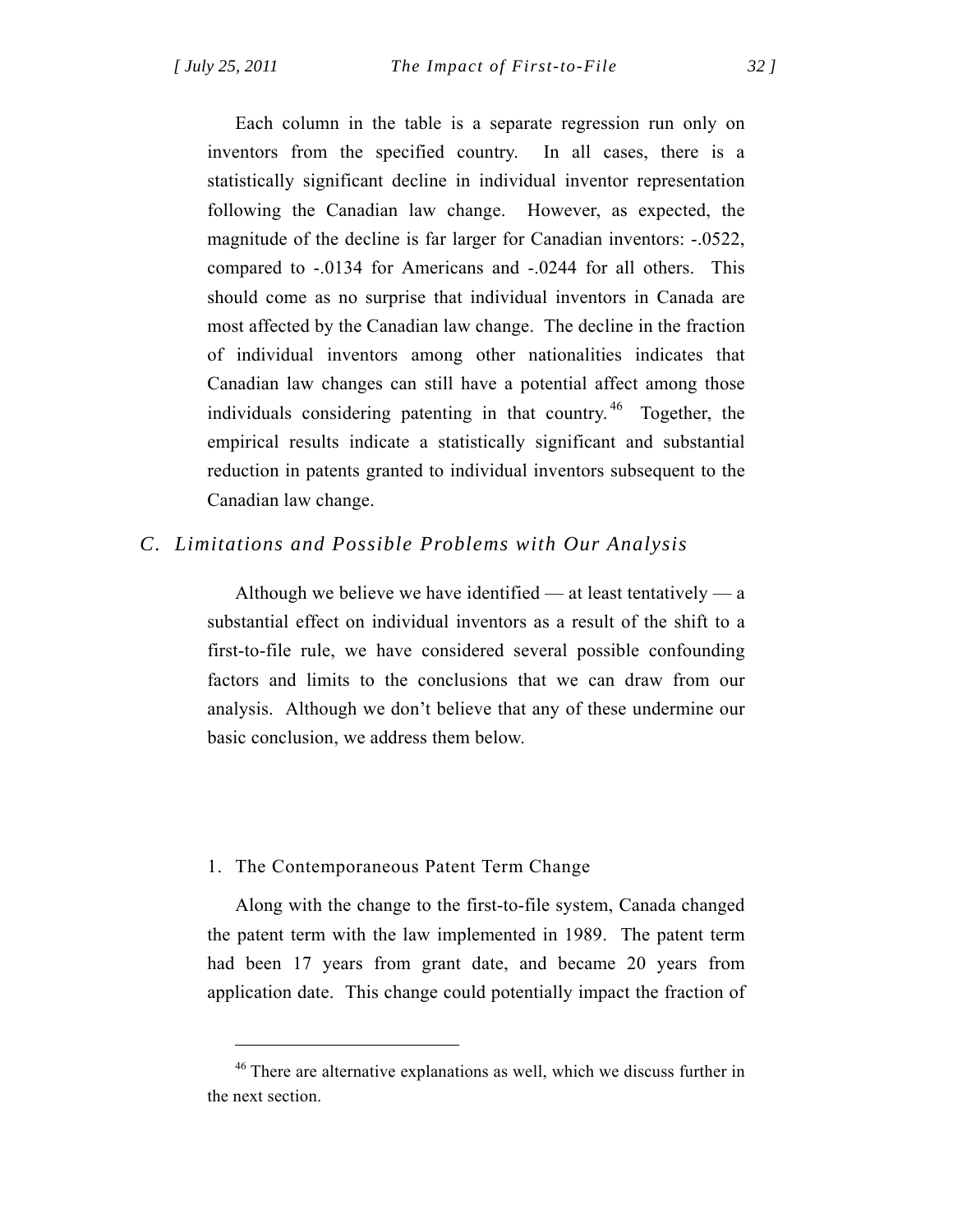Each column in the table is a separate regression run only on inventors from the specified country. In all cases, there is a statistically significant decline in individual inventor representation following the Canadian law change. However, as expected, the magnitude of the decline is far larger for Canadian inventors: -.0522, compared to -.0134 for Americans and -.0244 for all others. This should come as no surprise that individual inventors in Canada are most affected by the Canadian law change. The decline in the fraction of individual inventors among other nationalities indicates that Canadian law changes can still have a potential affect among those individuals considering patenting in that country.[46] Together, the empirical results indicate a statistically significant and substantial reduction in patents granted to individual inventors subsequent to the Canadian law change.

## C. *Limitations and Possible Problems with Our Analysis*

Although we believe we have identified — at least tentatively — a substantial effect on individual inventors as a result of the shift to a first-to-file rule, we have considered several possible confounding factors and limits to the conclusions that we can draw from our analysis. Although we don't believe that any of these undermine our basic conclusion, we address them below.

### 1. The Contemporaneous Patent Term Change

Along with the change to the first-to-file system, Canada changed the patent term with the law implemented in 1989. The patent term had been 17 years from grant date, and became 20 years from application date. This change could potentially impact the fraction of

---

[46] There are alternative explanations as well, which we discuss further in the next section.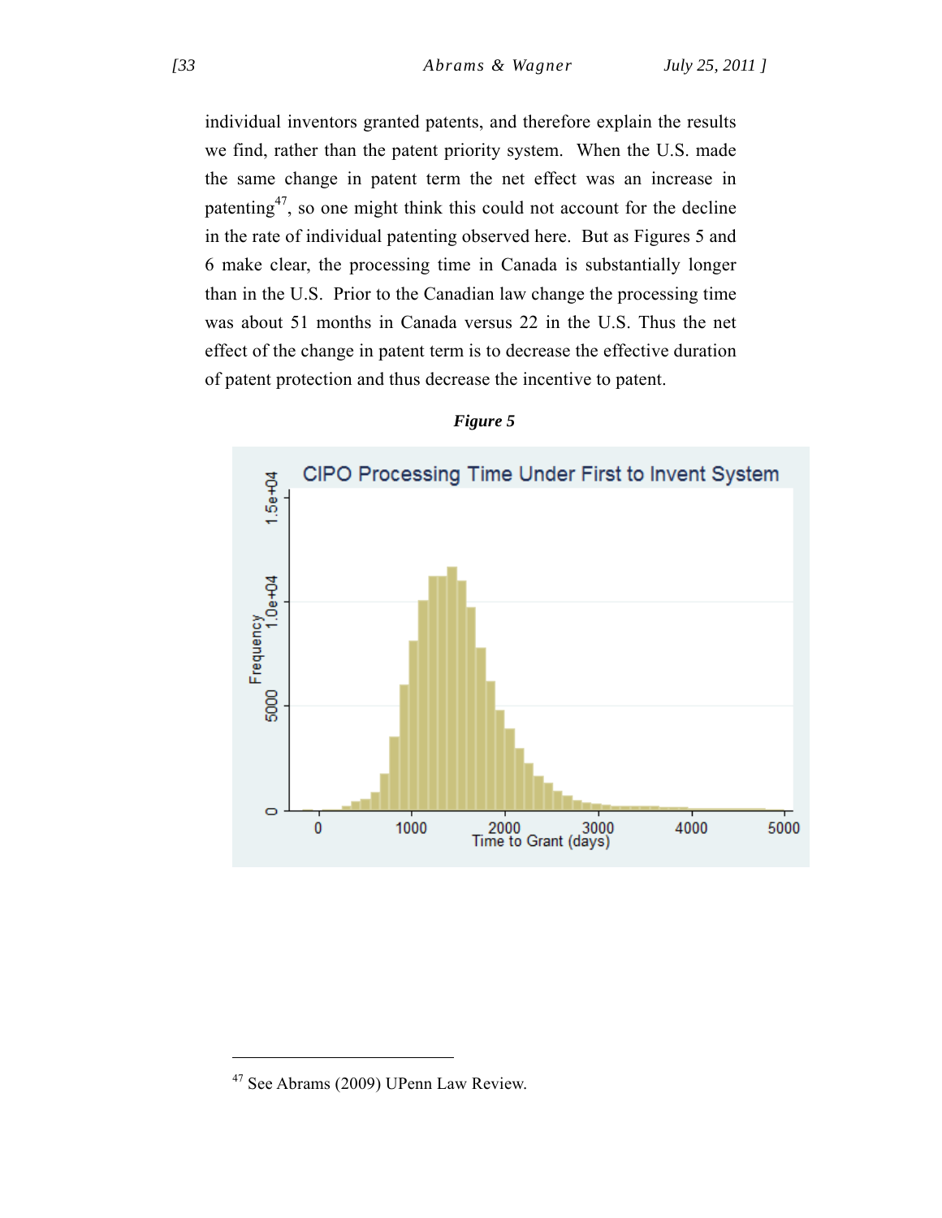individual inventors granted patents, and therefore explain the results we find, rather than the patent priority system. When the U.S. made the same change in patent term the net effect was an increase in patenting[47], so one might think this could not account for the decline in the rate of individual patenting observed here. But as Figures 5 and 6 make clear, the processing time in Canada is substantially longer than in the U.S. Prior to the Canadian law change the processing time was about 51 months in Canada versus 22 in the U.S. Thus the net effect of the change in patent term is to decrease the effective duration of patent protection and thus decrease the incentive to patent.

***Figure 5***

---

[47] See Abrams (2009) UPenn Law Review.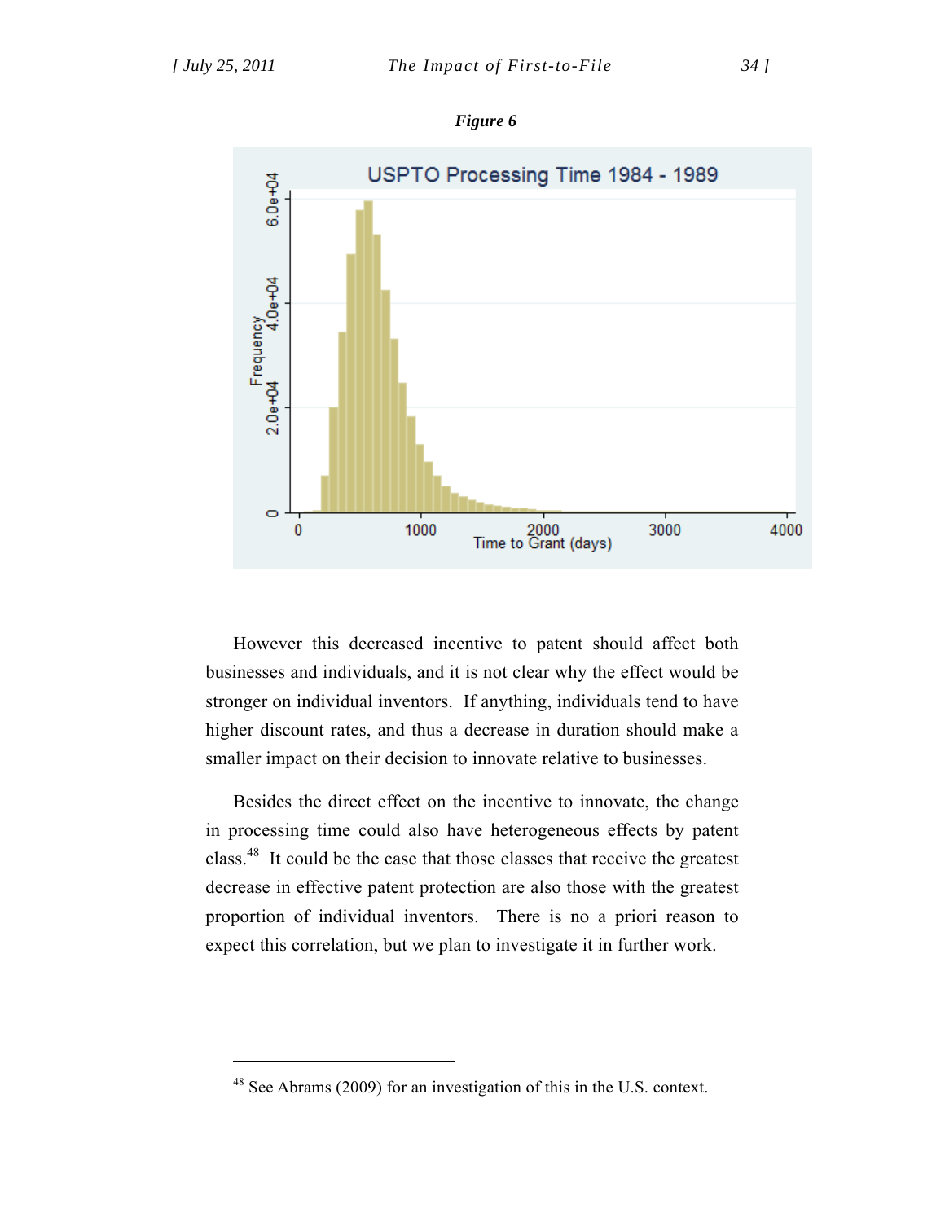***Figure 6***

However this decreased incentive to patent should affect both businesses and individuals, and it is not clear why the effect would be stronger on individual inventors. If anything, individuals tend to have higher discount rates, and thus a decrease in duration should make a smaller impact on their decision to innovate relative to businesses.

Besides the direct effect on the incentive to innovate, the change in processing time could also have heterogeneous effects by patent class.[48] It could be the case that those classes that receive the greatest decrease in effective patent protection are also those with the greatest proportion of individual inventors. There is no a priori reason to expect this correlation, but we plan to investigate it in further work.

---

[48] See Abrams (2009) for an investigation of this in the U.S. context.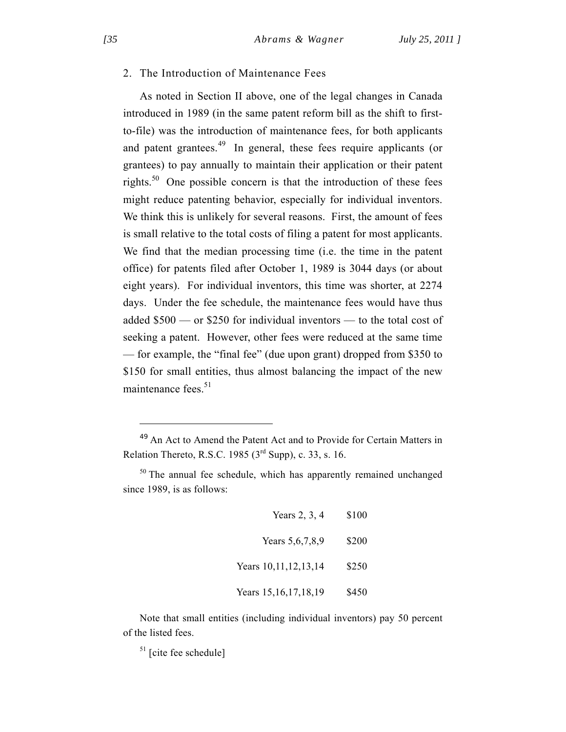### 2. The Introduction of Maintenance Fees

As noted in Section II above, one of the legal changes in Canada introduced in 1989 (in the same patent reform bill as the shift to first-to-file) was the introduction of maintenance fees, for both applicants and patent grantees.[49] In general, these fees require applicants (or grantees) to pay annually to maintain their application or their patent rights.[50] One possible concern is that the introduction of these fees might reduce patenting behavior, especially for individual inventors. We think this is unlikely for several reasons. First, the amount of fees is small relative to the total costs of filing a patent for most applicants. We find that the median processing time (i.e. the time in the patent office) for patents filed after October 1, 1989 is 3044 days (or about eight years). For individual inventors, this time was shorter, at 2274 days. Under the fee schedule, the maintenance fees would have thus added \$500 — or \$250 for individual inventors — to the total cost of seeking a patent. However, other fees were reduced at the same time — for example, the "final fee" (due upon grant) dropped from \$350 to \$150 for small entities, thus almost balancing the impact of the new maintenance fees.[51]

---

[49] An Act to Amend the Patent Act and to Provide for Certain Matters in Relation Thereto, R.S.C. 1985 (3rd Supp), c. 33, s. 16.

[50] The annual fee schedule, which has apparently remained unchanged since 1989, is as follows:

| Years | Fee |
|---|---|
| Years 2, 3, 4 | \$100 |
| Years 5,6,7,8,9 | \$200 |
| Years 10,11,12,13,14 | \$250 |
| Years 15,16,17,18,19 | \$450 |

Note that small entities (including individual inventors) pay 50 percent of the listed fees.

[51] [cite fee schedule]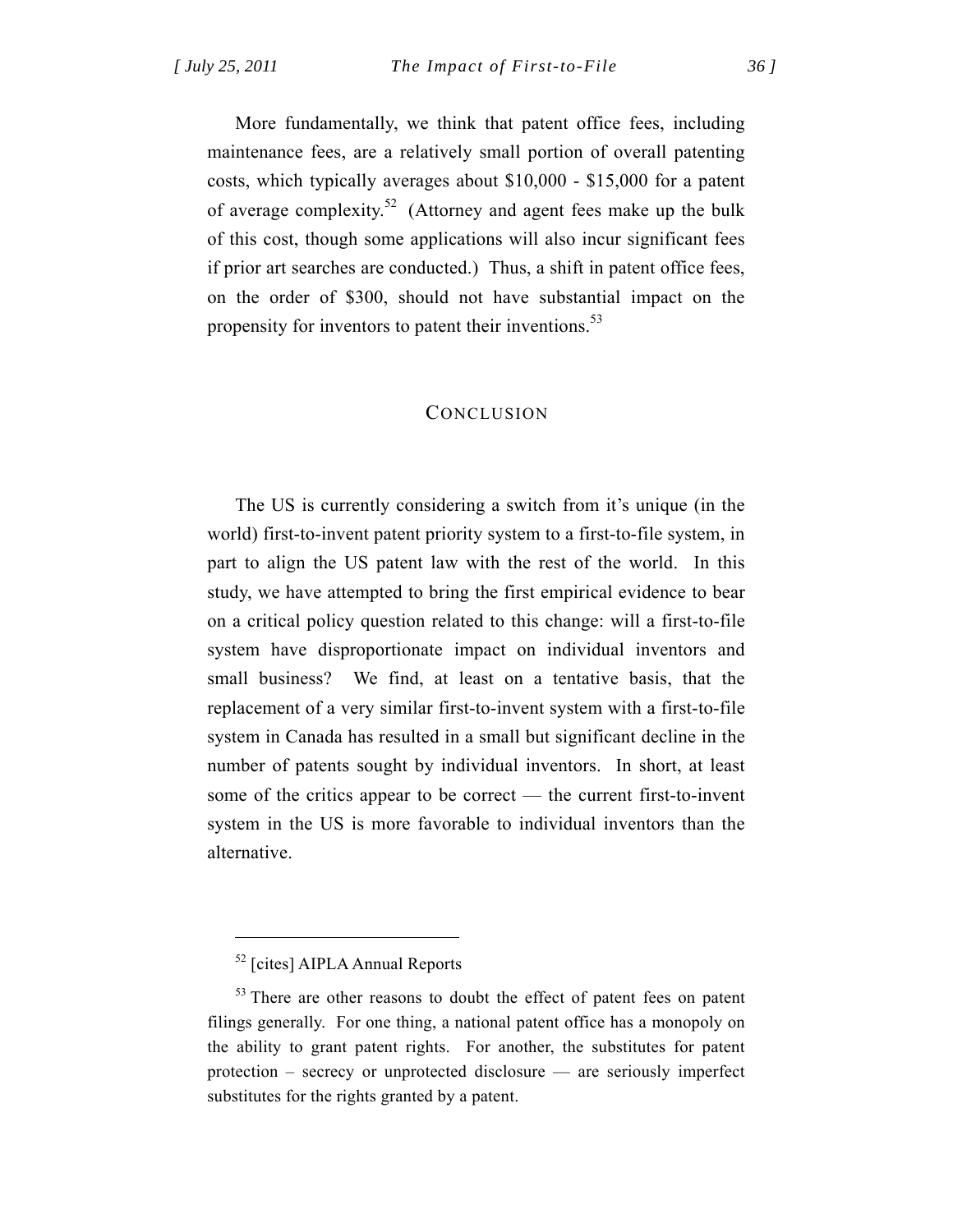More fundamentally, we think that patent office fees, including maintenance fees, are a relatively small portion of overall patenting costs, which typically averages about $10,000 - $15,000 for a patent of average complexity.[52] (Attorney and agent fees make up the bulk of this cost, though some applications will also incur significant fees if prior art searches are conducted.) Thus, a shift in patent office fees, on the order of $300, should not have substantial impact on the propensity for inventors to patent their inventions.[53]

## CONCLUSION

The US is currently considering a switch from it's unique (in the world) first-to-invent patent priority system to a first-to-file system, in part to align the US patent law with the rest of the world. In this study, we have attempted to bring the first empirical evidence to bear on a critical policy question related to this change: will a first-to-file system have disproportionate impact on individual inventors and small business? We find, at least on a tentative basis, that the replacement of a very similar first-to-invent system with a first-to-file system in Canada has resulted in a small but significant decline in the number of patents sought by individual inventors. In short, at least some of the critics appear to be correct — the current first-to-invent system in the US is more favorable to individual inventors than the alternative.

---

[52] [cites] AIPLA Annual Reports

[53] There are other reasons to doubt the effect of patent fees on patent filings generally. For one thing, a national patent office has a monopoly on the ability to grant patent rights. For another, the substitutes for patent protection – secrecy or unprotected disclosure — are seriously imperfect substitutes for the rights granted by a patent.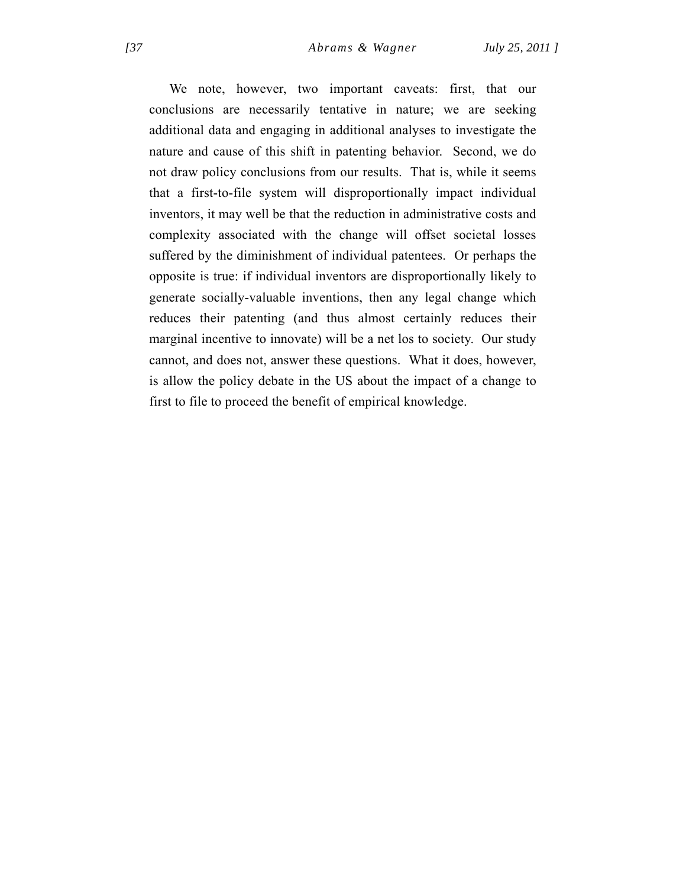We note, however, two important caveats: first, that our conclusions are necessarily tentative in nature; we are seeking additional data and engaging in additional analyses to investigate the nature and cause of this shift in patenting behavior. Second, we do not draw policy conclusions from our results. That is, while it seems that a first-to-file system will disproportionally impact individual inventors, it may well be that the reduction in administrative costs and complexity associated with the change will offset societal losses suffered by the diminishment of individual patentees. Or perhaps the opposite is true: if individual inventors are disproportionally likely to generate socially-valuable inventions, then any legal change which reduces their patenting (and thus almost certainly reduces their marginal incentive to innovate) will be a net los to society. Our study cannot, and does not, answer these questions. What it does, however, is allow the policy debate in the US about the impact of a change to first to file to proceed the benefit of empirical knowledge.